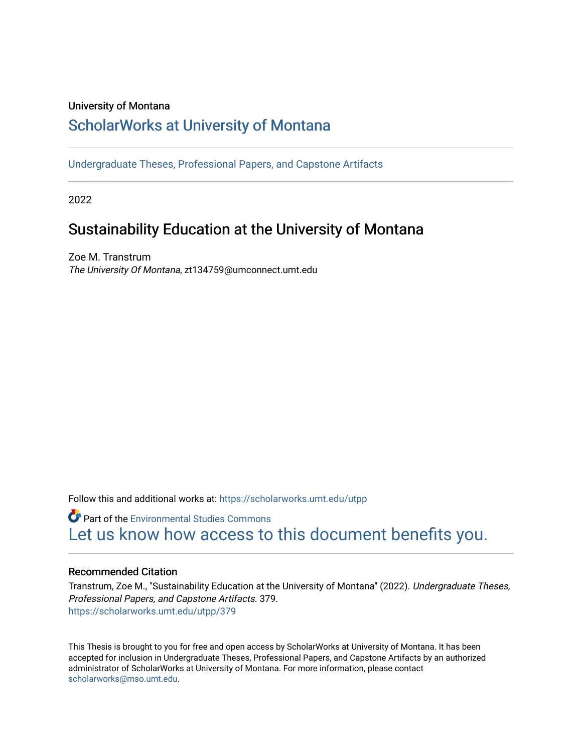University of Montana

# ScholarWorks at University of Montana

Undergraduate Theses, Professional Papers, and Capstone Artifacts

2022

# Sustainability Education at the University of Montana

Zoe M. Transtrum
*The University Of Montana*, zt134759@umconnect.umt.edu

Follow this and additional works at: https://scholarworks.umt.edu/utpp

Part of the Environmental Studies Commons
Let us know how access to this document benefits you.

## Recommended Citation

Transtrum, Zoe M., "Sustainability Education at the University of Montana" (2022). *Undergraduate Theses, Professional Papers, and Capstone Artifacts*. 379.
https://scholarworks.umt.edu/utpp/379

This Thesis is brought to you for free and open access by ScholarWorks at University of Montana. It has been accepted for inclusion in Undergraduate Theses, Professional Papers, and Capstone Artifacts by an authorized administrator of ScholarWorks at University of Montana. For more information, please contact scholarworks@mso.umt.edu.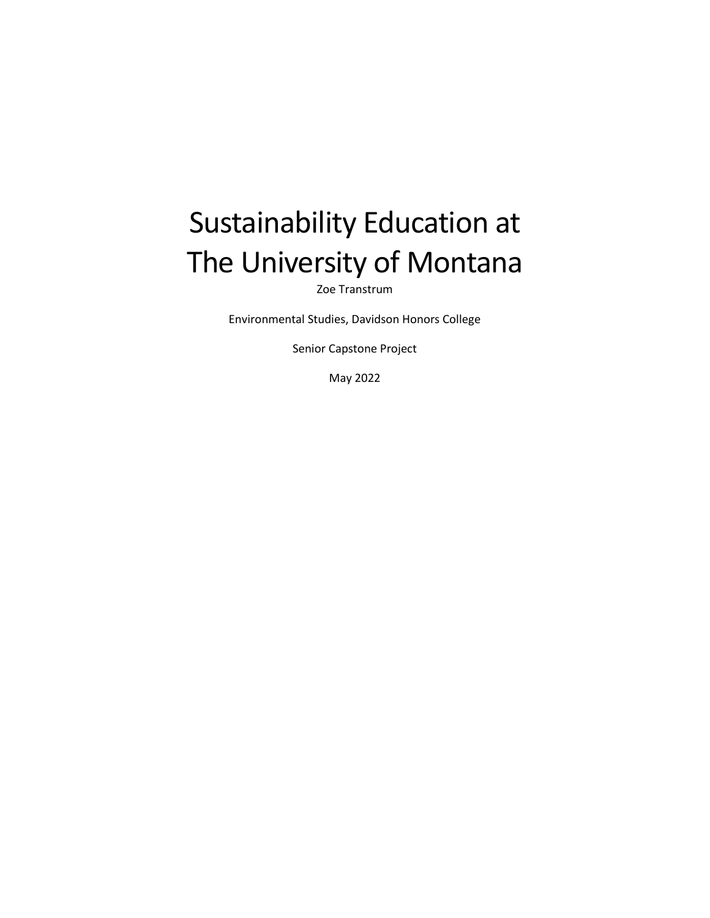# Sustainability Education at The University of Montana

Zoe Transtrum

Environmental Studies, Davidson Honors College

Senior Capstone Project

May 2022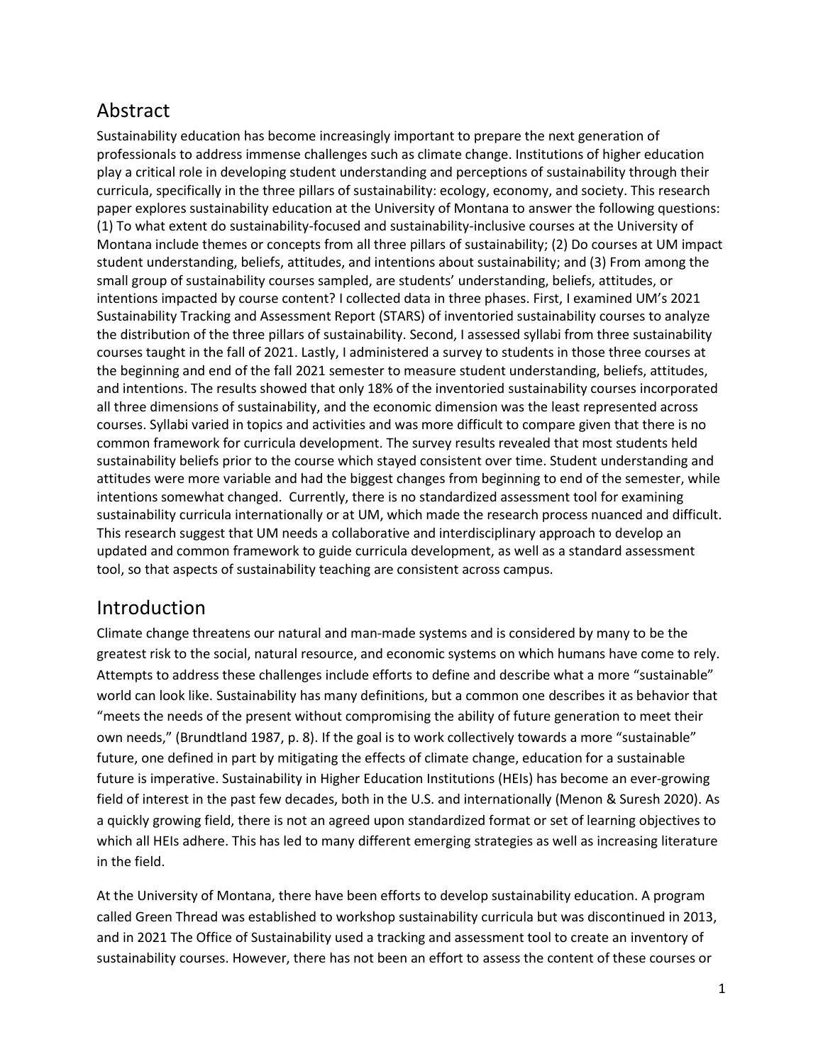## Abstract

Sustainability education has become increasingly important to prepare the next generation of professionals to address immense challenges such as climate change. Institutions of higher education play a critical role in developing student understanding and perceptions of sustainability through their curricula, specifically in the three pillars of sustainability: ecology, economy, and society. This research paper explores sustainability education at the University of Montana to answer the following questions: (1) To what extent do sustainability-focused and sustainability-inclusive courses at the University of Montana include themes or concepts from all three pillars of sustainability; (2) Do courses at UM impact student understanding, beliefs, attitudes, and intentions about sustainability; and (3) From among the small group of sustainability courses sampled, are students' understanding, beliefs, attitudes, or intentions impacted by course content? I collected data in three phases. First, I examined UM's 2021 Sustainability Tracking and Assessment Report (STARS) of inventoried sustainability courses to analyze the distribution of the three pillars of sustainability. Second, I assessed syllabi from three sustainability courses taught in the fall of 2021. Lastly, I administered a survey to students in those three courses at the beginning and end of the fall 2021 semester to measure student understanding, beliefs, attitudes, and intentions. The results showed that only 18% of the inventoried sustainability courses incorporated all three dimensions of sustainability, and the economic dimension was the least represented across courses. Syllabi varied in topics and activities and was more difficult to compare given that there is no common framework for curricula development. The survey results revealed that most students held sustainability beliefs prior to the course which stayed consistent over time. Student understanding and attitudes were more variable and had the biggest changes from beginning to end of the semester, while intentions somewhat changed. Currently, there is no standardized assessment tool for examining sustainability curricula internationally or at UM, which made the research process nuanced and difficult. This research suggest that UM needs a collaborative and interdisciplinary approach to develop an updated and common framework to guide curricula development, as well as a standard assessment tool, so that aspects of sustainability teaching are consistent across campus.

## Introduction

Climate change threatens our natural and man-made systems and is considered by many to be the greatest risk to the social, natural resource, and economic systems on which humans have come to rely. Attempts to address these challenges include efforts to define and describe what a more "sustainable" world can look like. Sustainability has many definitions, but a common one describes it as behavior that "meets the needs of the present without compromising the ability of future generation to meet their own needs," (Brundtland 1987, p. 8). If the goal is to work collectively towards a more "sustainable" future, one defined in part by mitigating the effects of climate change, education for a sustainable future is imperative. Sustainability in Higher Education Institutions (HEIs) has become an ever-growing field of interest in the past few decades, both in the U.S. and internationally (Menon & Suresh 2020). As a quickly growing field, there is not an agreed upon standardized format or set of learning objectives to which all HEIs adhere. This has led to many different emerging strategies as well as increasing literature in the field.

At the University of Montana, there have been efforts to develop sustainability education. A program called Green Thread was established to workshop sustainability curricula but was discontinued in 2013, and in 2021 The Office of Sustainability used a tracking and assessment tool to create an inventory of sustainability courses. However, there has not been an effort to assess the content of these courses or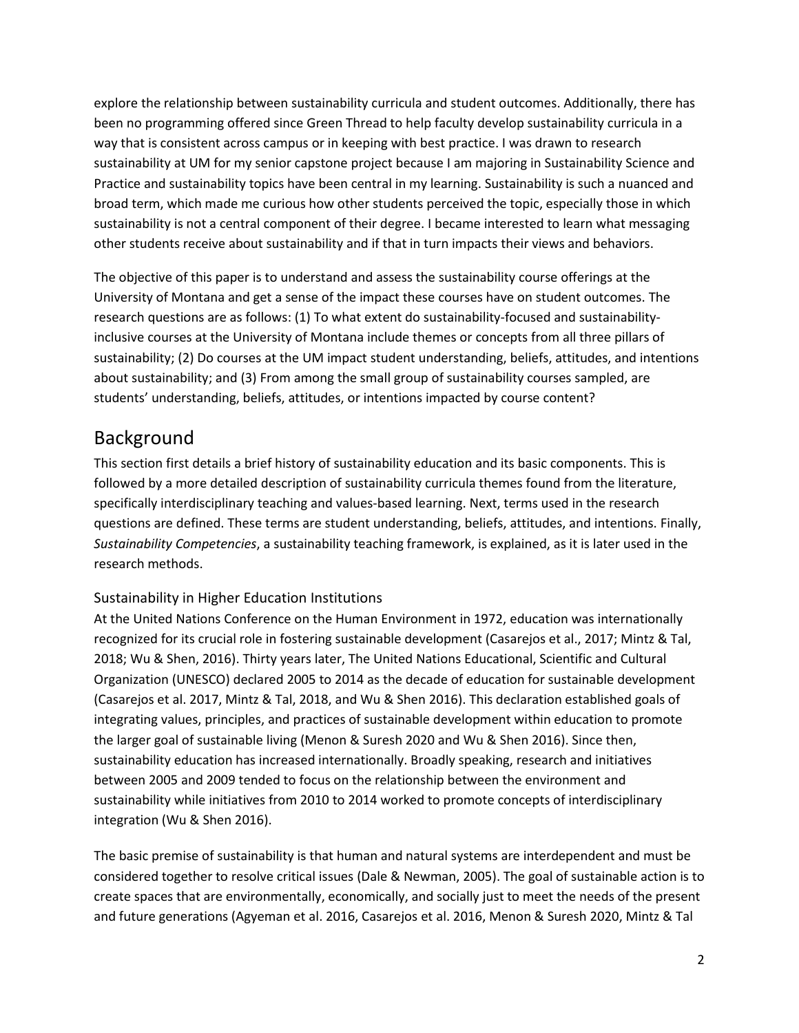explore the relationship between sustainability curricula and student outcomes. Additionally, there has been no programming offered since Green Thread to help faculty develop sustainability curricula in a way that is consistent across campus or in keeping with best practice. I was drawn to research sustainability at UM for my senior capstone project because I am majoring in Sustainability Science and Practice and sustainability topics have been central in my learning. Sustainability is such a nuanced and broad term, which made me curious how other students perceived the topic, especially those in which sustainability is not a central component of their degree. I became interested to learn what messaging other students receive about sustainability and if that in turn impacts their views and behaviors.

The objective of this paper is to understand and assess the sustainability course offerings at the University of Montana and get a sense of the impact these courses have on student outcomes. The research questions are as follows: (1) To what extent do sustainability-focused and sustainability-inclusive courses at the University of Montana include themes or concepts from all three pillars of sustainability; (2) Do courses at the UM impact student understanding, beliefs, attitudes, and intentions about sustainability; and (3) From among the small group of sustainability courses sampled, are students' understanding, beliefs, attitudes, or intentions impacted by course content?

# Background

This section first details a brief history of sustainability education and its basic components. This is followed by a more detailed description of sustainability curricula themes found from the literature, specifically interdisciplinary teaching and values-based learning. Next, terms used in the research questions are defined. These terms are student understanding, beliefs, attitudes, and intentions. Finally, *Sustainability Competencies*, a sustainability teaching framework, is explained, as it is later used in the research methods.

## Sustainability in Higher Education Institutions

At the United Nations Conference on the Human Environment in 1972, education was internationally recognized for its crucial role in fostering sustainable development (Casarejos et al., 2017; Mintz & Tal, 2018; Wu & Shen, 2016). Thirty years later, The United Nations Educational, Scientific and Cultural Organization (UNESCO) declared 2005 to 2014 as the decade of education for sustainable development (Casarejos et al. 2017, Mintz & Tal, 2018, and Wu & Shen 2016). This declaration established goals of integrating values, principles, and practices of sustainable development within education to promote the larger goal of sustainable living (Menon & Suresh 2020 and Wu & Shen 2016). Since then, sustainability education has increased internationally. Broadly speaking, research and initiatives between 2005 and 2009 tended to focus on the relationship between the environment and sustainability while initiatives from 2010 to 2014 worked to promote concepts of interdisciplinary integration (Wu & Shen 2016).

The basic premise of sustainability is that human and natural systems are interdependent and must be considered together to resolve critical issues (Dale & Newman, 2005). The goal of sustainable action is to create spaces that are environmentally, economically, and socially just to meet the needs of the present and future generations (Agyeman et al. 2016, Casarejos et al. 2016, Menon & Suresh 2020, Mintz & Tal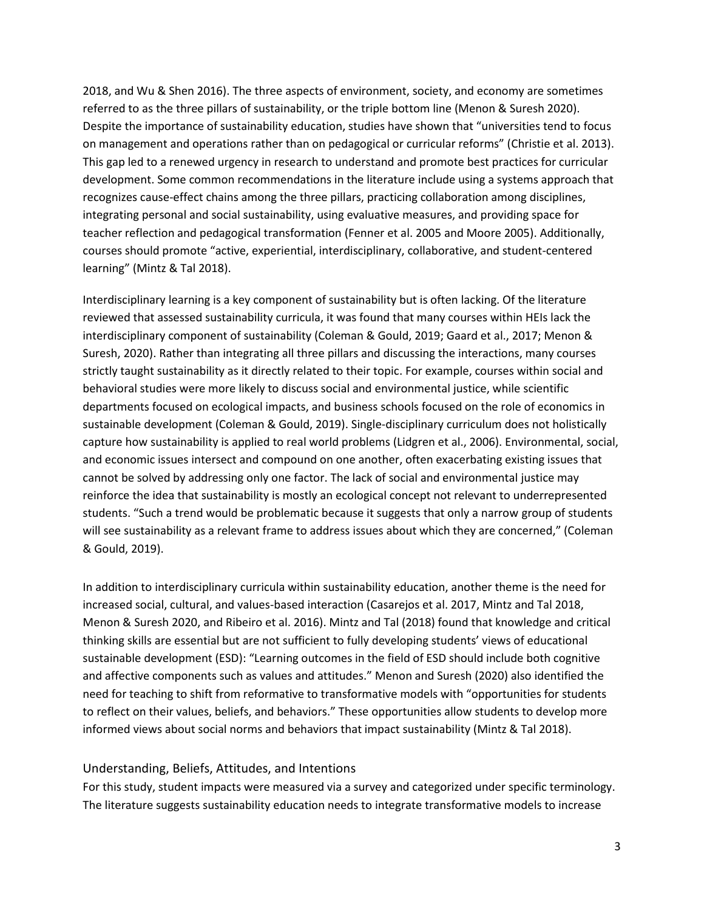2018, and Wu & Shen 2016). The three aspects of environment, society, and economy are sometimes referred to as the three pillars of sustainability, or the triple bottom line (Menon & Suresh 2020). Despite the importance of sustainability education, studies have shown that "universities tend to focus on management and operations rather than on pedagogical or curricular reforms" (Christie et al. 2013). This gap led to a renewed urgency in research to understand and promote best practices for curricular development. Some common recommendations in the literature include using a systems approach that recognizes cause-effect chains among the three pillars, practicing collaboration among disciplines, integrating personal and social sustainability, using evaluative measures, and providing space for teacher reflection and pedagogical transformation (Fenner et al. 2005 and Moore 2005). Additionally, courses should promote "active, experiential, interdisciplinary, collaborative, and student-centered learning" (Mintz & Tal 2018).

Interdisciplinary learning is a key component of sustainability but is often lacking. Of the literature reviewed that assessed sustainability curricula, it was found that many courses within HEIs lack the interdisciplinary component of sustainability (Coleman & Gould, 2019; Gaard et al., 2017; Menon & Suresh, 2020). Rather than integrating all three pillars and discussing the interactions, many courses strictly taught sustainability as it directly related to their topic. For example, courses within social and behavioral studies were more likely to discuss social and environmental justice, while scientific departments focused on ecological impacts, and business schools focused on the role of economics in sustainable development (Coleman & Gould, 2019). Single-disciplinary curriculum does not holistically capture how sustainability is applied to real world problems (Lidgren et al., 2006). Environmental, social, and economic issues intersect and compound on one another, often exacerbating existing issues that cannot be solved by addressing only one factor. The lack of social and environmental justice may reinforce the idea that sustainability is mostly an ecological concept not relevant to underrepresented students. "Such a trend would be problematic because it suggests that only a narrow group of students will see sustainability as a relevant frame to address issues about which they are concerned," (Coleman & Gould, 2019).

In addition to interdisciplinary curricula within sustainability education, another theme is the need for increased social, cultural, and values-based interaction (Casarejos et al. 2017, Mintz and Tal 2018, Menon & Suresh 2020, and Ribeiro et al. 2016). Mintz and Tal (2018) found that knowledge and critical thinking skills are essential but are not sufficient to fully developing students' views of educational sustainable development (ESD): "Learning outcomes in the field of ESD should include both cognitive and affective components such as values and attitudes." Menon and Suresh (2020) also identified the need for teaching to shift from reformative to transformative models with "opportunities for students to reflect on their values, beliefs, and behaviors." These opportunities allow students to develop more informed views about social norms and behaviors that impact sustainability (Mintz & Tal 2018).

## Understanding, Beliefs, Attitudes, and Intentions

For this study, student impacts were measured via a survey and categorized under specific terminology. The literature suggests sustainability education needs to integrate transformative models to increase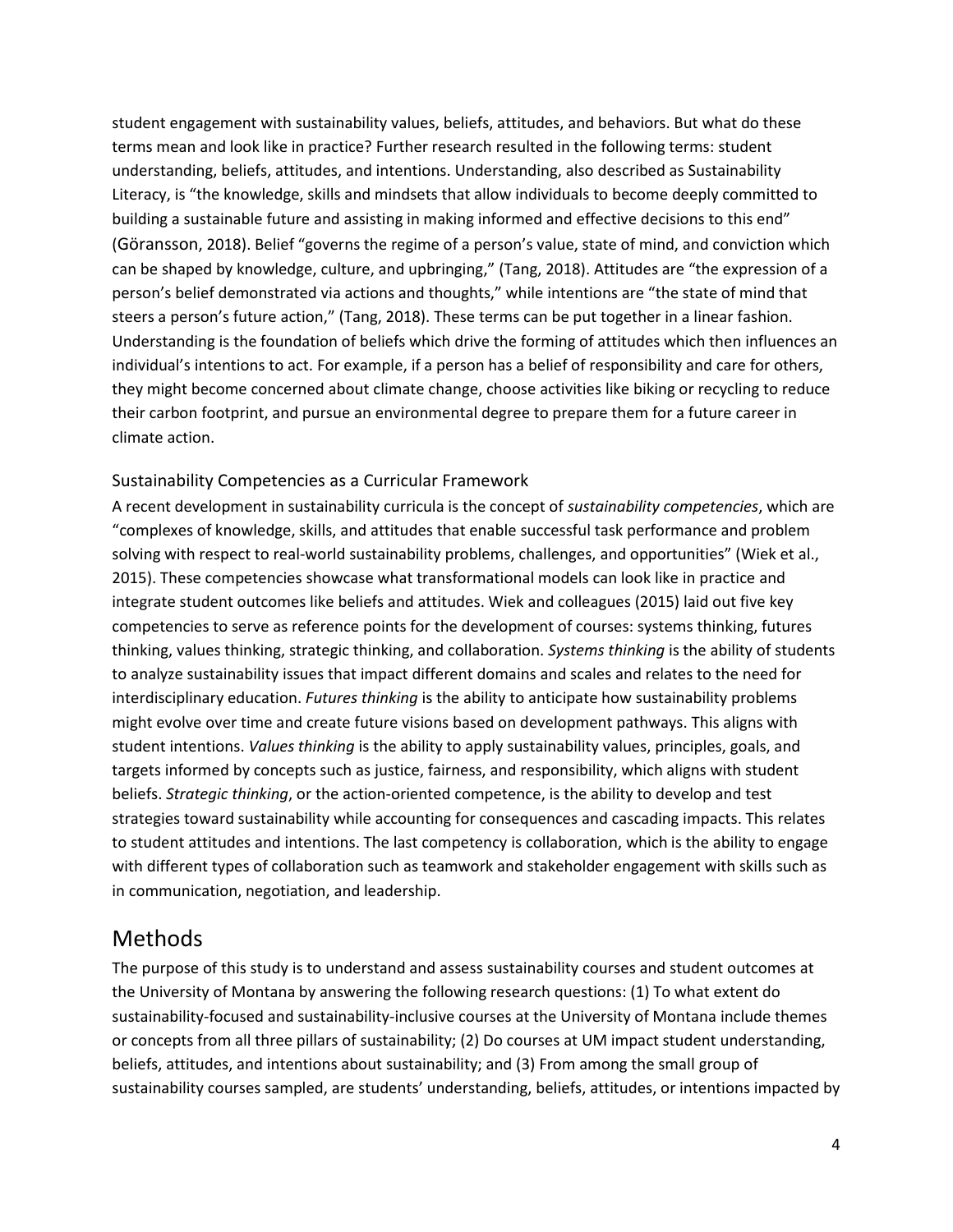student engagement with sustainability values, beliefs, attitudes, and behaviors. But what do these terms mean and look like in practice? Further research resulted in the following terms: student understanding, beliefs, attitudes, and intentions. Understanding, also described as Sustainability Literacy, is "the knowledge, skills and mindsets that allow individuals to become deeply committed to building a sustainable future and assisting in making informed and effective decisions to this end" (Göransson, 2018). Belief "governs the regime of a person's value, state of mind, and conviction which can be shaped by knowledge, culture, and upbringing," (Tang, 2018). Attitudes are "the expression of a person's belief demonstrated via actions and thoughts," while intentions are "the state of mind that steers a person's future action," (Tang, 2018). These terms can be put together in a linear fashion. Understanding is the foundation of beliefs which drive the forming of attitudes which then influences an individual's intentions to act. For example, if a person has a belief of responsibility and care for others, they might become concerned about climate change, choose activities like biking or recycling to reduce their carbon footprint, and pursue an environmental degree to prepare them for a future career in climate action.

### Sustainability Competencies as a Curricular Framework

A recent development in sustainability curricula is the concept of *sustainability competencies*, which are "complexes of knowledge, skills, and attitudes that enable successful task performance and problem solving with respect to real-world sustainability problems, challenges, and opportunities" (Wiek et al., 2015). These competencies showcase what transformational models can look like in practice and integrate student outcomes like beliefs and attitudes. Wiek and colleagues (2015) laid out five key competencies to serve as reference points for the development of courses: systems thinking, futures thinking, values thinking, strategic thinking, and collaboration. *Systems thinking* is the ability of students to analyze sustainability issues that impact different domains and scales and relates to the need for interdisciplinary education. *Futures thinking* is the ability to anticipate how sustainability problems might evolve over time and create future visions based on development pathways. This aligns with student intentions. *Values thinking* is the ability to apply sustainability values, principles, goals, and targets informed by concepts such as justice, fairness, and responsibility, which aligns with student beliefs. *Strategic thinking*, or the action-oriented competence, is the ability to develop and test strategies toward sustainability while accounting for consequences and cascading impacts. This relates to student attitudes and intentions. The last competency is collaboration, which is the ability to engage with different types of collaboration such as teamwork and stakeholder engagement with skills such as in communication, negotiation, and leadership.

## Methods

The purpose of this study is to understand and assess sustainability courses and student outcomes at the University of Montana by answering the following research questions: (1) To what extent do sustainability-focused and sustainability-inclusive courses at the University of Montana include themes or concepts from all three pillars of sustainability; (2) Do courses at UM impact student understanding, beliefs, attitudes, and intentions about sustainability; and (3) From among the small group of sustainability courses sampled, are students' understanding, beliefs, attitudes, or intentions impacted by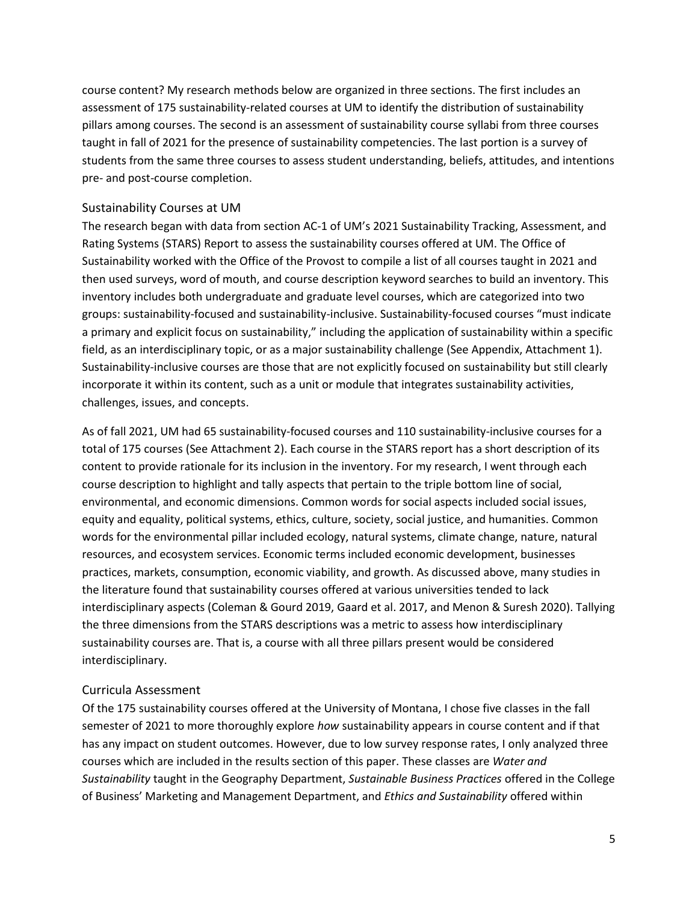course content? My research methods below are organized in three sections. The first includes an assessment of 175 sustainability-related courses at UM to identify the distribution of sustainability pillars among courses. The second is an assessment of sustainability course syllabi from three courses taught in fall of 2021 for the presence of sustainability competencies. The last portion is a survey of students from the same three courses to assess student understanding, beliefs, attitudes, and intentions pre- and post-course completion.

## Sustainability Courses at UM

The research began with data from section AC-1 of UM's 2021 Sustainability Tracking, Assessment, and Rating Systems (STARS) Report to assess the sustainability courses offered at UM. The Office of Sustainability worked with the Office of the Provost to compile a list of all courses taught in 2021 and then used surveys, word of mouth, and course description keyword searches to build an inventory. This inventory includes both undergraduate and graduate level courses, which are categorized into two groups: sustainability-focused and sustainability-inclusive. Sustainability-focused courses "must indicate a primary and explicit focus on sustainability," including the application of sustainability within a specific field, as an interdisciplinary topic, or as a major sustainability challenge (See Appendix, Attachment 1). Sustainability-inclusive courses are those that are not explicitly focused on sustainability but still clearly incorporate it within its content, such as a unit or module that integrates sustainability activities, challenges, issues, and concepts.

As of fall 2021, UM had 65 sustainability-focused courses and 110 sustainability-inclusive courses for a total of 175 courses (See Attachment 2). Each course in the STARS report has a short description of its content to provide rationale for its inclusion in the inventory. For my research, I went through each course description to highlight and tally aspects that pertain to the triple bottom line of social, environmental, and economic dimensions. Common words for social aspects included social issues, equity and equality, political systems, ethics, culture, society, social justice, and humanities. Common words for the environmental pillar included ecology, natural systems, climate change, nature, natural resources, and ecosystem services. Economic terms included economic development, businesses practices, markets, consumption, economic viability, and growth. As discussed above, many studies in the literature found that sustainability courses offered at various universities tended to lack interdisciplinary aspects (Coleman & Gourd 2019, Gaard et al. 2017, and Menon & Suresh 2020). Tallying the three dimensions from the STARS descriptions was a metric to assess how interdisciplinary sustainability courses are. That is, a course with all three pillars present would be considered interdisciplinary.

## Curricula Assessment

Of the 175 sustainability courses offered at the University of Montana, I chose five classes in the fall semester of 2021 to more thoroughly explore *how* sustainability appears in course content and if that has any impact on student outcomes. However, due to low survey response rates, I only analyzed three courses which are included in the results section of this paper. These classes are *Water and Sustainability* taught in the Geography Department, *Sustainable Business Practices* offered in the College of Business' Marketing and Management Department, and *Ethics and Sustainability* offered within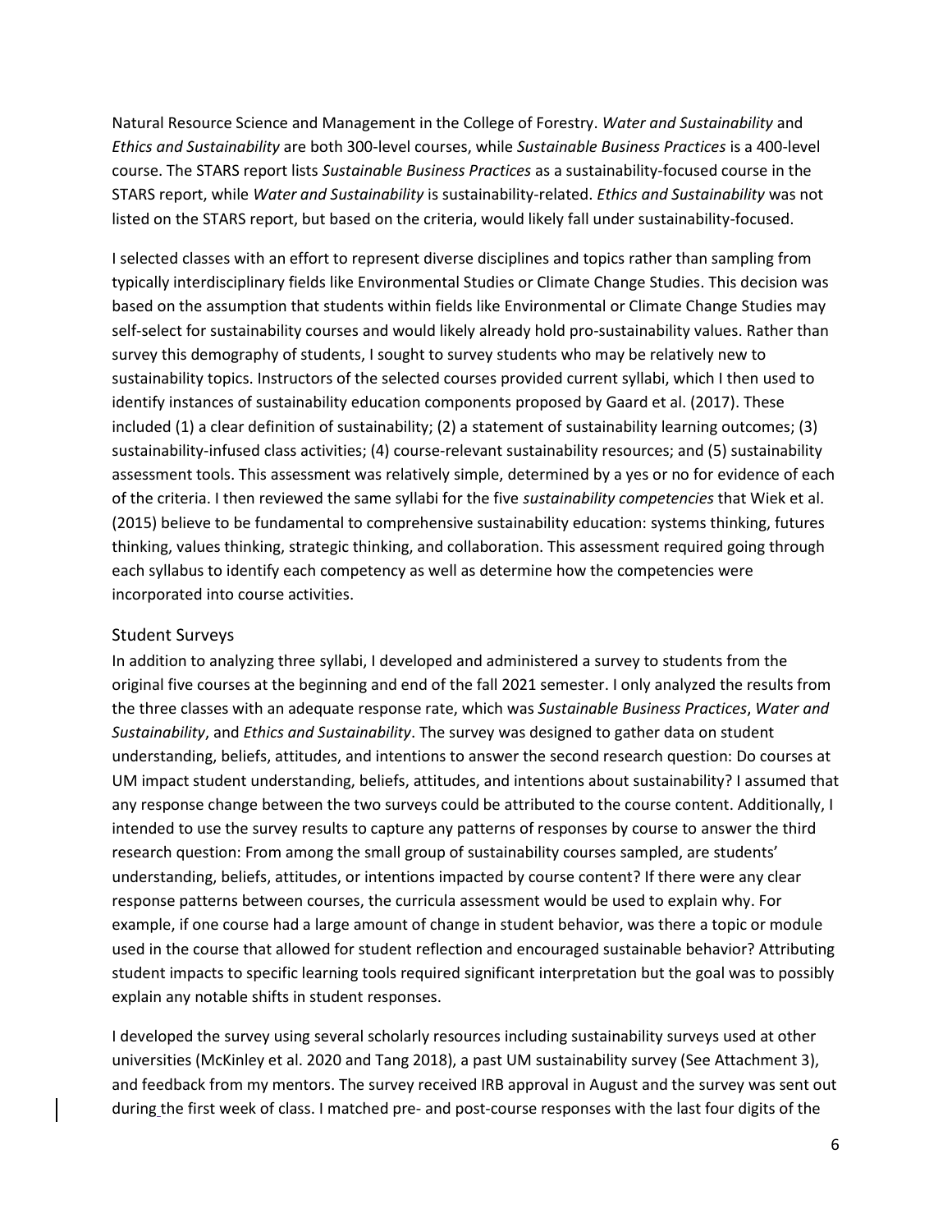Natural Resource Science and Management in the College of Forestry. *Water and Sustainability* and *Ethics and Sustainability* are both 300-level courses, while *Sustainable Business Practices* is a 400-level course. The STARS report lists *Sustainable Business Practices* as a sustainability-focused course in the STARS report, while *Water and Sustainability* is sustainability-related. *Ethics and Sustainability* was not listed on the STARS report, but based on the criteria, would likely fall under sustainability-focused.

I selected classes with an effort to represent diverse disciplines and topics rather than sampling from typically interdisciplinary fields like Environmental Studies or Climate Change Studies. This decision was based on the assumption that students within fields like Environmental or Climate Change Studies may self-select for sustainability courses and would likely already hold pro-sustainability values. Rather than survey this demography of students, I sought to survey students who may be relatively new to sustainability topics. Instructors of the selected courses provided current syllabi, which I then used to identify instances of sustainability education components proposed by Gaard et al. (2017). These included (1) a clear definition of sustainability; (2) a statement of sustainability learning outcomes; (3) sustainability-infused class activities; (4) course-relevant sustainability resources; and (5) sustainability assessment tools. This assessment was relatively simple, determined by a yes or no for evidence of each of the criteria. I then reviewed the same syllabi for the five *sustainability competencies* that Wiek et al. (2015) believe to be fundamental to comprehensive sustainability education: systems thinking, futures thinking, values thinking, strategic thinking, and collaboration. This assessment required going through each syllabus to identify each competency as well as determine how the competencies were incorporated into course activities.

## Student Surveys

In addition to analyzing three syllabi, I developed and administered a survey to students from the original five courses at the beginning and end of the fall 2021 semester. I only analyzed the results from the three classes with an adequate response rate, which was *Sustainable Business Practices*, *Water and Sustainability*, and *Ethics and Sustainability*. The survey was designed to gather data on student understanding, beliefs, attitudes, and intentions to answer the second research question: Do courses at UM impact student understanding, beliefs, attitudes, and intentions about sustainability? I assumed that any response change between the two surveys could be attributed to the course content. Additionally, I intended to use the survey results to capture any patterns of responses by course to answer the third research question: From among the small group of sustainability courses sampled, are students' understanding, beliefs, attitudes, or intentions impacted by course content? If there were any clear response patterns between courses, the curricula assessment would be used to explain why. For example, if one course had a large amount of change in student behavior, was there a topic or module used in the course that allowed for student reflection and encouraged sustainable behavior? Attributing student impacts to specific learning tools required significant interpretation but the goal was to possibly explain any notable shifts in student responses.

I developed the survey using several scholarly resources including sustainability surveys used at other universities (McKinley et al. 2020 and Tang 2018), a past UM sustainability survey (See Attachment 3), and feedback from my mentors. The survey received IRB approval in August and the survey was sent out during the first week of class. I matched pre- and post-course responses with the last four digits of the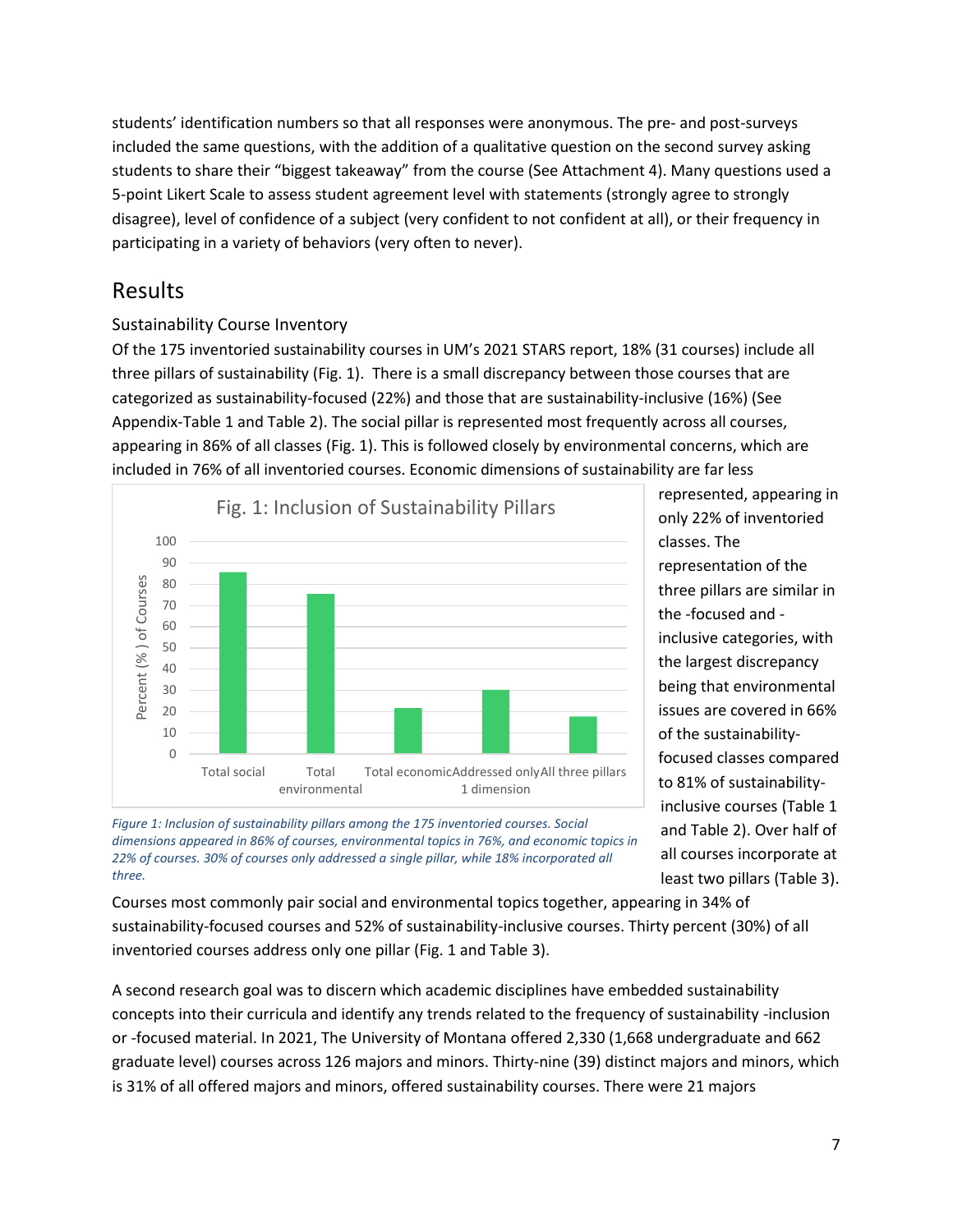students' identification numbers so that all responses were anonymous. The pre- and post-surveys included the same questions, with the addition of a qualitative question on the second survey asking students to share their "biggest takeaway" from the course (See Attachment 4). Many questions used a 5-point Likert Scale to assess student agreement level with statements (strongly agree to strongly disagree), level of confidence of a subject (very confident to not confident at all), or their frequency in participating in a variety of behaviors (very often to never).

## Results

### Sustainability Course Inventory

Of the 175 inventoried sustainability courses in UM's 2021 STARS report, 18% (31 courses) include all three pillars of sustainability (Fig. 1). There is a small discrepancy between those courses that are categorized as sustainability-focused (22%) and those that are sustainability-inclusive (16%) (See Appendix-Table 1 and Table 2). The social pillar is represented most frequently across all courses, appearing in 86% of all classes (Fig. 1). This is followed closely by environmental concerns, which are included in 76% of all inventoried courses. Economic dimensions of sustainability are far less represented, appearing in only 22% of inventoried classes. The representation of the three pillars are similar in the -focused and -inclusive categories, with the largest discrepancy being that environmental issues are covered in 66% of the sustainability-focused classes compared to 81% of sustainability-inclusive courses (Table 1 and Table 2). Over half of all courses incorporate at least two pillars (Table 3).

**Fig. 1: Inclusion of Sustainability Pillars**

| Category | Percent (%) of Courses |
|---|---|
| Total social | 86 |
| Total environmental | 76 |
| Total economic | 22 |
| Addressed only 1 dimension | 30 |
| All three pillars | 18 |

*Figure 1: Inclusion of sustainability pillars among the 175 inventoried courses. Social dimensions appeared in 86% of courses, environmental topics in 76%, and economic topics in 22% of courses. 30% of courses only addressed a single pillar, while 18% incorporated all three.*

Courses most commonly pair social and environmental topics together, appearing in 34% of sustainability-focused courses and 52% of sustainability-inclusive courses. Thirty percent (30%) of all inventoried courses address only one pillar (Fig. 1 and Table 3).

A second research goal was to discern which academic disciplines have embedded sustainability concepts into their curricula and identify any trends related to the frequency of sustainability -inclusion or -focused material. In 2021, The University of Montana offered 2,330 (1,668 undergraduate and 662 graduate level) courses across 126 majors and minors. Thirty-nine (39) distinct majors and minors, which is 31% of all offered majors and minors, offered sustainability courses. There were 21 majors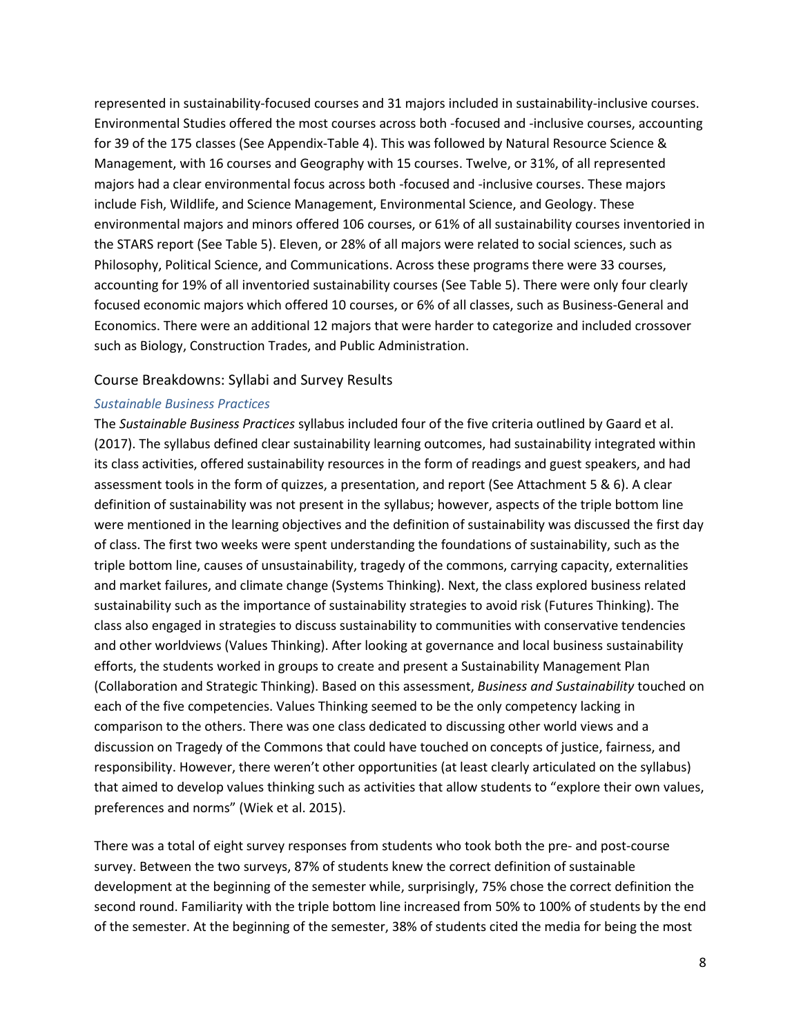represented in sustainability-focused courses and 31 majors included in sustainability-inclusive courses. Environmental Studies offered the most courses across both -focused and -inclusive courses, accounting for 39 of the 175 classes (See Appendix-Table 4). This was followed by Natural Resource Science & Management, with 16 courses and Geography with 15 courses. Twelve, or 31%, of all represented majors had a clear environmental focus across both -focused and -inclusive courses. These majors include Fish, Wildlife, and Science Management, Environmental Science, and Geology. These environmental majors and minors offered 106 courses, or 61% of all sustainability courses inventoried in the STARS report (See Table 5). Eleven, or 28% of all majors were related to social sciences, such as Philosophy, Political Science, and Communications. Across these programs there were 33 courses, accounting for 19% of all inventoried sustainability courses (See Table 5). There were only four clearly focused economic majors which offered 10 courses, or 6% of all classes, such as Business-General and Economics. There were an additional 12 majors that were harder to categorize and included crossover such as Biology, Construction Trades, and Public Administration.

## Course Breakdowns: Syllabi and Survey Results

### *Sustainable Business Practices*

The *Sustainable Business Practices* syllabus included four of the five criteria outlined by Gaard et al. (2017). The syllabus defined clear sustainability learning outcomes, had sustainability integrated within its class activities, offered sustainability resources in the form of readings and guest speakers, and had assessment tools in the form of quizzes, a presentation, and report (See Attachment 5 & 6). A clear definition of sustainability was not present in the syllabus; however, aspects of the triple bottom line were mentioned in the learning objectives and the definition of sustainability was discussed the first day of class. The first two weeks were spent understanding the foundations of sustainability, such as the triple bottom line, causes of unsustainability, tragedy of the commons, carrying capacity, externalities and market failures, and climate change (Systems Thinking). Next, the class explored business related sustainability such as the importance of sustainability strategies to avoid risk (Futures Thinking). The class also engaged in strategies to discuss sustainability to communities with conservative tendencies and other worldviews (Values Thinking). After looking at governance and local business sustainability efforts, the students worked in groups to create and present a Sustainability Management Plan (Collaboration and Strategic Thinking). Based on this assessment, *Business and Sustainability* touched on each of the five competencies. Values Thinking seemed to be the only competency lacking in comparison to the others. There was one class dedicated to discussing other world views and a discussion on Tragedy of the Commons that could have touched on concepts of justice, fairness, and responsibility. However, there weren't other opportunities (at least clearly articulated on the syllabus) that aimed to develop values thinking such as activities that allow students to "explore their own values, preferences and norms" (Wiek et al. 2015).

There was a total of eight survey responses from students who took both the pre- and post-course survey. Between the two surveys, 87% of students knew the correct definition of sustainable development at the beginning of the semester while, surprisingly, 75% chose the correct definition the second round. Familiarity with the triple bottom line increased from 50% to 100% of students by the end of the semester. At the beginning of the semester, 38% of students cited the media for being the most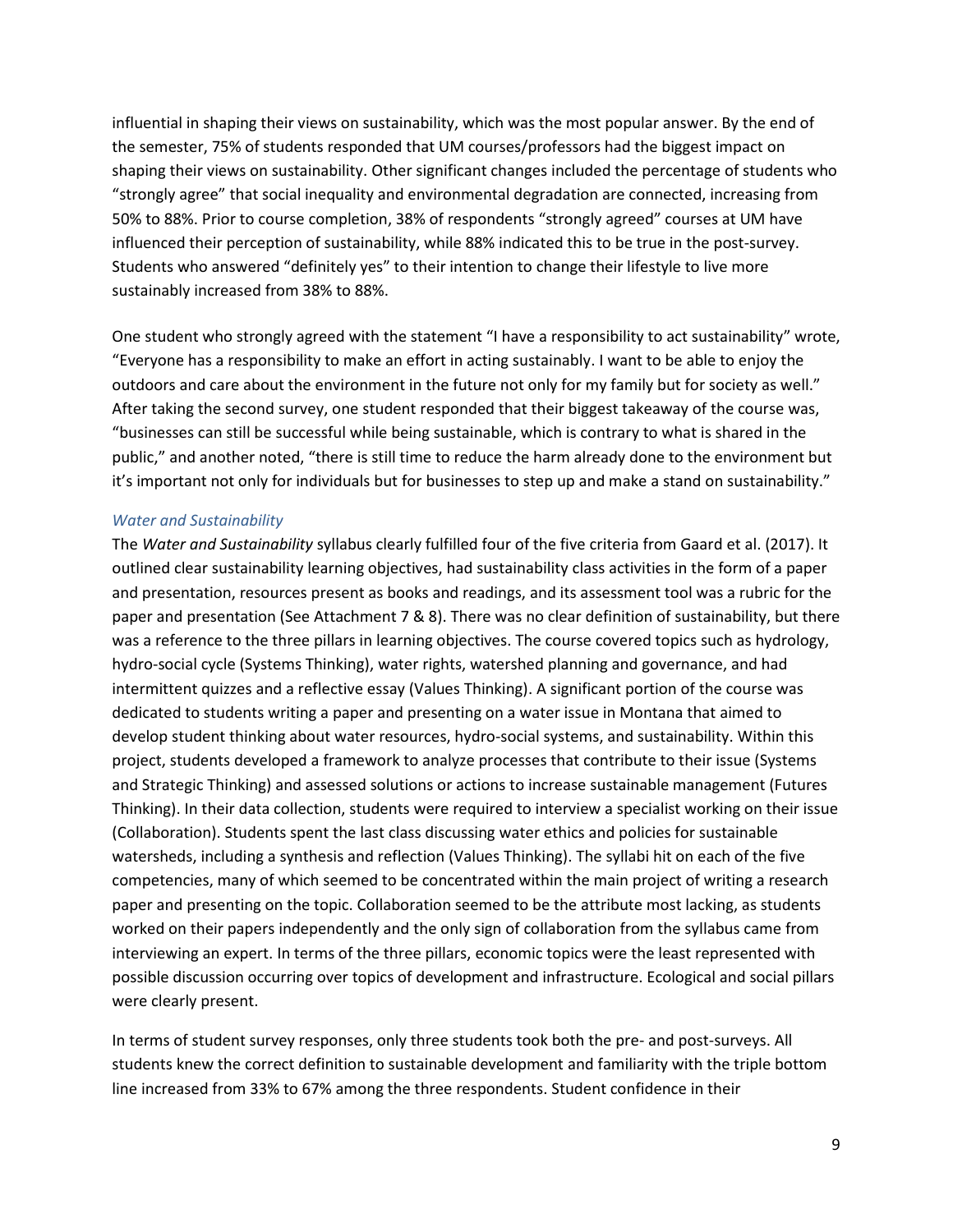influential in shaping their views on sustainability, which was the most popular answer. By the end of the semester, 75% of students responded that UM courses/professors had the biggest impact on shaping their views on sustainability. Other significant changes included the percentage of students who "strongly agree" that social inequality and environmental degradation are connected, increasing from 50% to 88%. Prior to course completion, 38% of respondents "strongly agreed" courses at UM have influenced their perception of sustainability, while 88% indicated this to be true in the post-survey. Students who answered "definitely yes" to their intention to change their lifestyle to live more sustainably increased from 38% to 88%.

One student who strongly agreed with the statement "I have a responsibility to act sustainability" wrote, "Everyone has a responsibility to make an effort in acting sustainably. I want to be able to enjoy the outdoors and care about the environment in the future not only for my family but for society as well." After taking the second survey, one student responded that their biggest takeaway of the course was, "businesses can still be successful while being sustainable, which is contrary to what is shared in the public," and another noted, "there is still time to reduce the harm already done to the environment but it's important not only for individuals but for businesses to step up and make a stand on sustainability."

### *Water and Sustainability*

The *Water and Sustainability* syllabus clearly fulfilled four of the five criteria from Gaard et al. (2017). It outlined clear sustainability learning objectives, had sustainability class activities in the form of a paper and presentation, resources present as books and readings, and its assessment tool was a rubric for the paper and presentation (See Attachment 7 & 8). There was no clear definition of sustainability, but there was a reference to the three pillars in learning objectives. The course covered topics such as hydrology, hydro-social cycle (Systems Thinking), water rights, watershed planning and governance, and had intermittent quizzes and a reflective essay (Values Thinking). A significant portion of the course was dedicated to students writing a paper and presenting on a water issue in Montana that aimed to develop student thinking about water resources, hydro-social systems, and sustainability. Within this project, students developed a framework to analyze processes that contribute to their issue (Systems and Strategic Thinking) and assessed solutions or actions to increase sustainable management (Futures Thinking). In their data collection, students were required to interview a specialist working on their issue (Collaboration). Students spent the last class discussing water ethics and policies for sustainable watersheds, including a synthesis and reflection (Values Thinking). The syllabi hit on each of the five competencies, many of which seemed to be concentrated within the main project of writing a research paper and presenting on the topic. Collaboration seemed to be the attribute most lacking, as students worked on their papers independently and the only sign of collaboration from the syllabus came from interviewing an expert. In terms of the three pillars, economic topics were the least represented with possible discussion occurring over topics of development and infrastructure. Ecological and social pillars were clearly present.

In terms of student survey responses, only three students took both the pre- and post-surveys. All students knew the correct definition to sustainable development and familiarity with the triple bottom line increased from 33% to 67% among the three respondents. Student confidence in their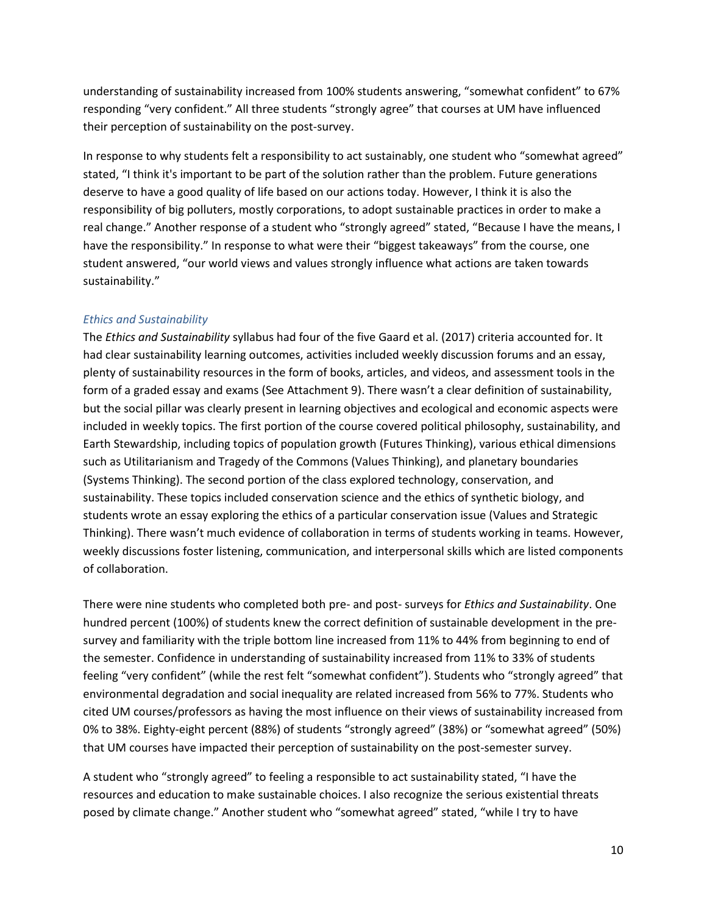understanding of sustainability increased from 100% students answering, "somewhat confident" to 67% responding "very confident." All three students "strongly agree" that courses at UM have influenced their perception of sustainability on the post-survey.

In response to why students felt a responsibility to act sustainably, one student who "somewhat agreed" stated, "I think it's important to be part of the solution rather than the problem. Future generations deserve to have a good quality of life based on our actions today. However, I think it is also the responsibility of big polluters, mostly corporations, to adopt sustainable practices in order to make a real change." Another response of a student who "strongly agreed" stated, "Because I have the means, I have the responsibility." In response to what were their "biggest takeaways" from the course, one student answered, "our world views and values strongly influence what actions are taken towards sustainability."

### *Ethics and Sustainability*

The *Ethics and Sustainability* syllabus had four of the five Gaard et al. (2017) criteria accounted for. It had clear sustainability learning outcomes, activities included weekly discussion forums and an essay, plenty of sustainability resources in the form of books, articles, and videos, and assessment tools in the form of a graded essay and exams (See Attachment 9). There wasn't a clear definition of sustainability, but the social pillar was clearly present in learning objectives and ecological and economic aspects were included in weekly topics. The first portion of the course covered political philosophy, sustainability, and Earth Stewardship, including topics of population growth (Futures Thinking), various ethical dimensions such as Utilitarianism and Tragedy of the Commons (Values Thinking), and planetary boundaries (Systems Thinking). The second portion of the class explored technology, conservation, and sustainability. These topics included conservation science and the ethics of synthetic biology, and students wrote an essay exploring the ethics of a particular conservation issue (Values and Strategic Thinking). There wasn't much evidence of collaboration in terms of students working in teams. However, weekly discussions foster listening, communication, and interpersonal skills which are listed components of collaboration.

There were nine students who completed both pre- and post- surveys for *Ethics and Sustainability*. One hundred percent (100%) of students knew the correct definition of sustainable development in the pre-survey and familiarity with the triple bottom line increased from 11% to 44% from beginning to end of the semester. Confidence in understanding of sustainability increased from 11% to 33% of students feeling "very confident" (while the rest felt "somewhat confident"). Students who "strongly agreed" that environmental degradation and social inequality are related increased from 56% to 77%. Students who cited UM courses/professors as having the most influence on their views of sustainability increased from 0% to 38%. Eighty-eight percent (88%) of students "strongly agreed" (38%) or "somewhat agreed" (50%) that UM courses have impacted their perception of sustainability on the post-semester survey.

A student who "strongly agreed" to feeling a responsible to act sustainability stated, "I have the resources and education to make sustainable choices. I also recognize the serious existential threats posed by climate change." Another student who "somewhat agreed" stated, "while I try to have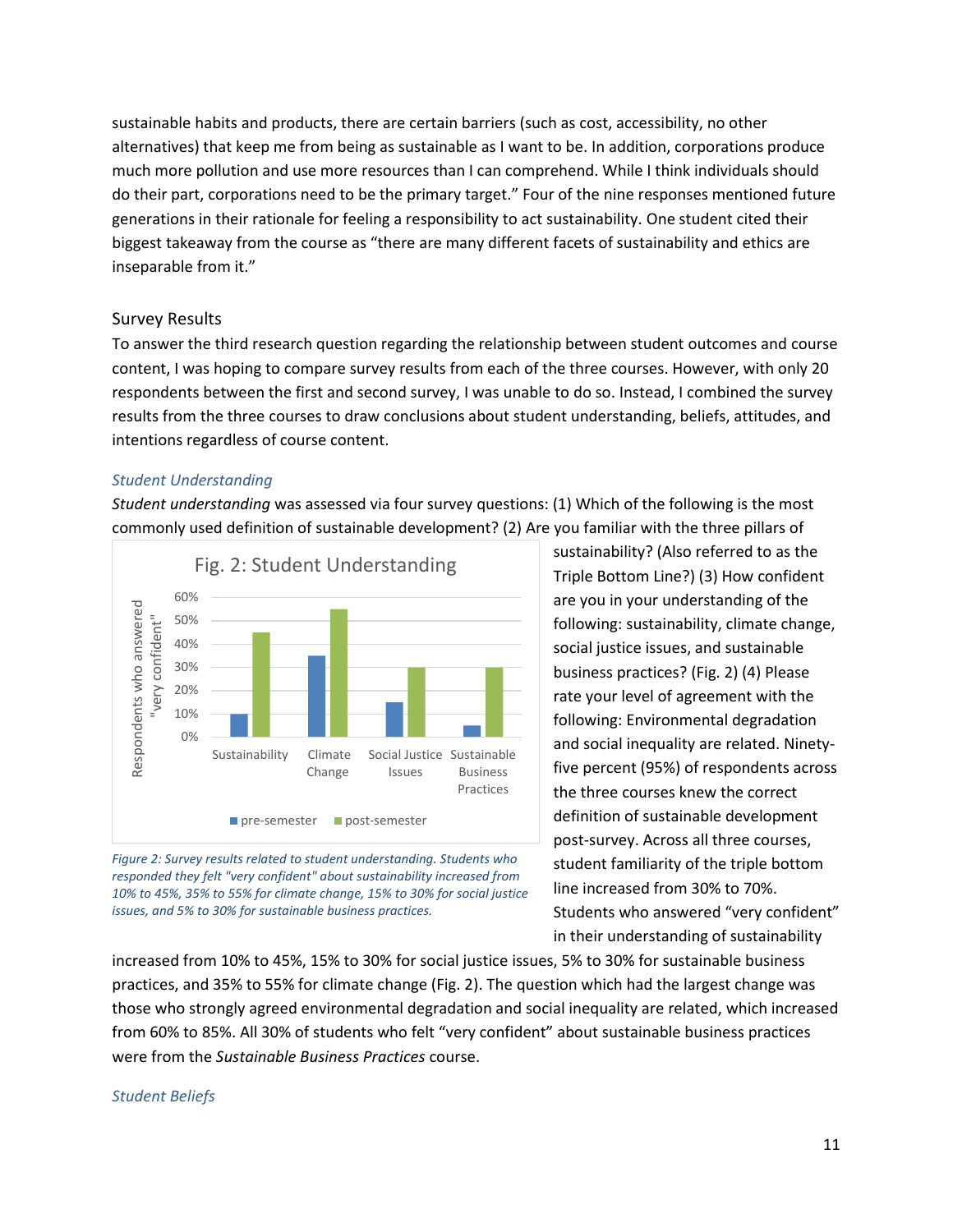sustainable habits and products, there are certain barriers (such as cost, accessibility, no other alternatives) that keep me from being as sustainable as I want to be. In addition, corporations produce much more pollution and use more resources than I can comprehend. While I think individuals should do their part, corporations need to be the primary target." Four of the nine responses mentioned future generations in their rationale for feeling a responsibility to act sustainability. One student cited their biggest takeaway from the course as "there are many different facets of sustainability and ethics are inseparable from it."

## Survey Results

To answer the third research question regarding the relationship between student outcomes and course content, I was hoping to compare survey results from each of the three courses. However, with only 20 respondents between the first and second survey, I was unable to do so. Instead, I combined the survey results from the three courses to draw conclusions about student understanding, beliefs, attitudes, and intentions regardless of course content.

### *Student Understanding*

*Student understanding* was assessed via four survey questions: (1) Which of the following is the most commonly used definition of sustainable development? (2) Are you familiar with the three pillars of sustainability? (Also referred to as the Triple Bottom Line?) (3) How confident are you in your understanding of the following: sustainability, climate change, social justice issues, and sustainable business practices? (Fig. 2) (4) Please rate your level of agreement with the following: Environmental degradation and social inequality are related. Ninety-five percent (95%) of respondents across the three courses knew the correct definition of sustainable development post-survey. Across all three courses, student familiarity of the triple bottom line increased from 30% to 70%. Students who answered "very confident" in their understanding of sustainability increased from 10% to 45%, 15% to 30% for social justice issues, 5% to 30% for sustainable business practices, and 35% to 55% for climate change (Fig. 2). The question which had the largest change was those who strongly agreed environmental degradation and social inequality are related, which increased from 60% to 85%. All 30% of students who felt "very confident" about sustainable business practices were from the *Sustainable Business Practices* course.

**Fig. 2: Student Understanding** (Respondents who answered "very confident")

| | Sustainability | Climate Change | Social Justice Issues | Sustainable Business Practices |
|---|---|---|---|---|
| pre-semester | 10% | 35% | 15% | 5% |
| post-semester | 45% | 55% | 30% | 30% |

*Figure 2: Survey results related to student understanding. Students who responded they felt "very confident" about sustainability increased from 10% to 45%, 35% to 55% for climate change, 15% to 30% for social justice issues, and 5% to 30% for sustainable business practices.*

### *Student Beliefs*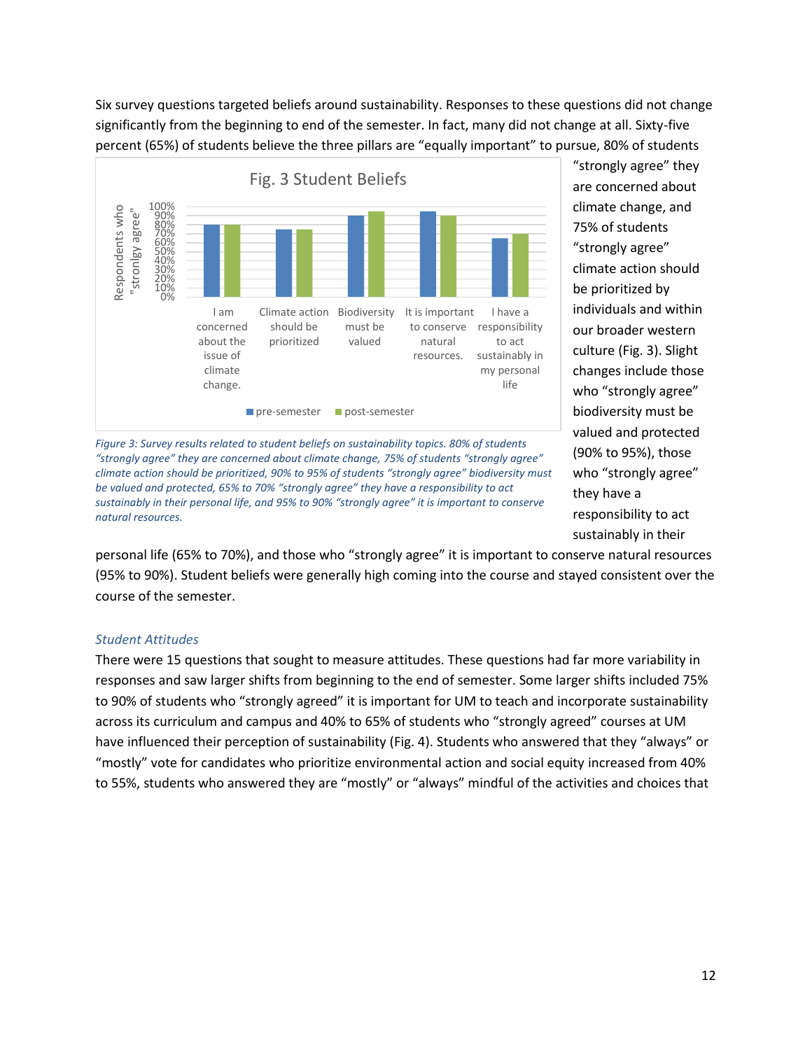Six survey questions targeted beliefs around sustainability. Responses to these questions did not change significantly from the beginning to end of the semester. In fact, many did not change at all. Sixty-five percent (65%) of students believe the three pillars are "equally important" to pursue, 80% of students "strongly agree" they are concerned about climate change, and 75% of students "strongly agree" climate action should be prioritized by individuals and within our broader western culture (Fig. 3). Slight changes include those who "strongly agree" biodiversity must be valued and protected (90% to 95%), those who "strongly agree" they have a responsibility to act sustainably in their personal life (65% to 70%), and those who "strongly agree" it is important to conserve natural resources (95% to 90%). Student beliefs were generally high coming into the course and stayed consistent over the course of the semester.

**Fig. 3 Student Beliefs**

| Statement | pre-semester | post-semester |
|---|---|---|
| I am concerned about the issue of climate change. | 80% | 80% |
| Climate action should be prioritized | 75% | 75% |
| Biodiversity must be valued | 90% | 95% |
| It is important to conserve natural resources. | 95% | 90% |
| I have a responsibility to act sustainably in my personal life | 65% | 70% |

(Y-axis: Respondents who "stronlgy agree")

*Figure 3: Survey results related to student beliefs on sustainability topics. 80% of students "strongly agree" they are concerned about climate change, 75% of students "strongly agree" climate action should be prioritized, 90% to 95% of students "strongly agree" biodiversity must be valued and protected, 65% to 70% "strongly agree" they have a responsibility to act sustainably in their personal life, and 95% to 90% "strongly agree" it is important to conserve natural resources.*

### *Student Attitudes*

There were 15 questions that sought to measure attitudes. These questions had far more variability in responses and saw larger shifts from beginning to the end of semester. Some larger shifts included 75% to 90% of students who "strongly agreed" it is important for UM to teach and incorporate sustainability across its curriculum and campus and 40% to 65% of students who "strongly agreed" courses at UM have influenced their perception of sustainability (Fig. 4). Students who answered that they "always" or "mostly" vote for candidates who prioritize environmental action and social equity increased from 40% to 55%, students who answered they are "mostly" or "always" mindful of the activities and choices that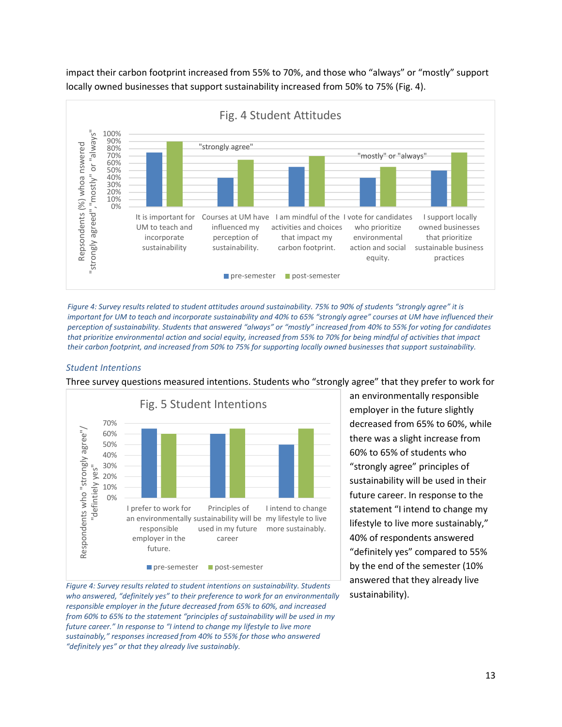impact their carbon footprint increased from 55% to 70%, and those who "always" or "mostly" support locally owned businesses that support sustainability increased from 50% to 75% (Fig. 4).

*Figure 4: Survey results related to student attitudes around sustainability. 75% to 90% of students "strongly agree" it is important for UM to teach and incorporate sustainability and 40% to 65% "strongly agree" courses at UM have influenced their perception of sustainability. Students that answered "always" or "mostly" increased from 40% to 55% for voting for candidates that prioritize environmental action and social equity, increased from 55% to 70% for being mindful of activities that impact their carbon footprint, and increased from 50% to 75% for supporting locally owned businesses that support sustainability.*

### *Student Intentions*

Three survey questions measured intentions. Students who "strongly agree" that they prefer to work for an environmentally responsible employer in the future slightly decreased from 65% to 60%, while there was a slight increase from 60% to 65% of students who "strongly agree" principles of sustainability will be used in their future career. In response to the statement "I intend to change my lifestyle to live more sustainably," 40% of respondents answered "definitely yes" compared to 55% by the end of the semester (10% answered that they already live sustainability).

*Figure 4: Survey results related to student intentions on sustainability. Students who answered, "definitely yes" to their preference to work for an environmentally responsible employer in the future decreased from 65% to 60%, and increased from 60% to 65% to the statement "principles of sustainability will be used in my future career." In response to "I intend to change my lifestyle to live more sustainably," responses increased from 40% to 55% for those who answered "definitely yes" or that they already live sustainably.*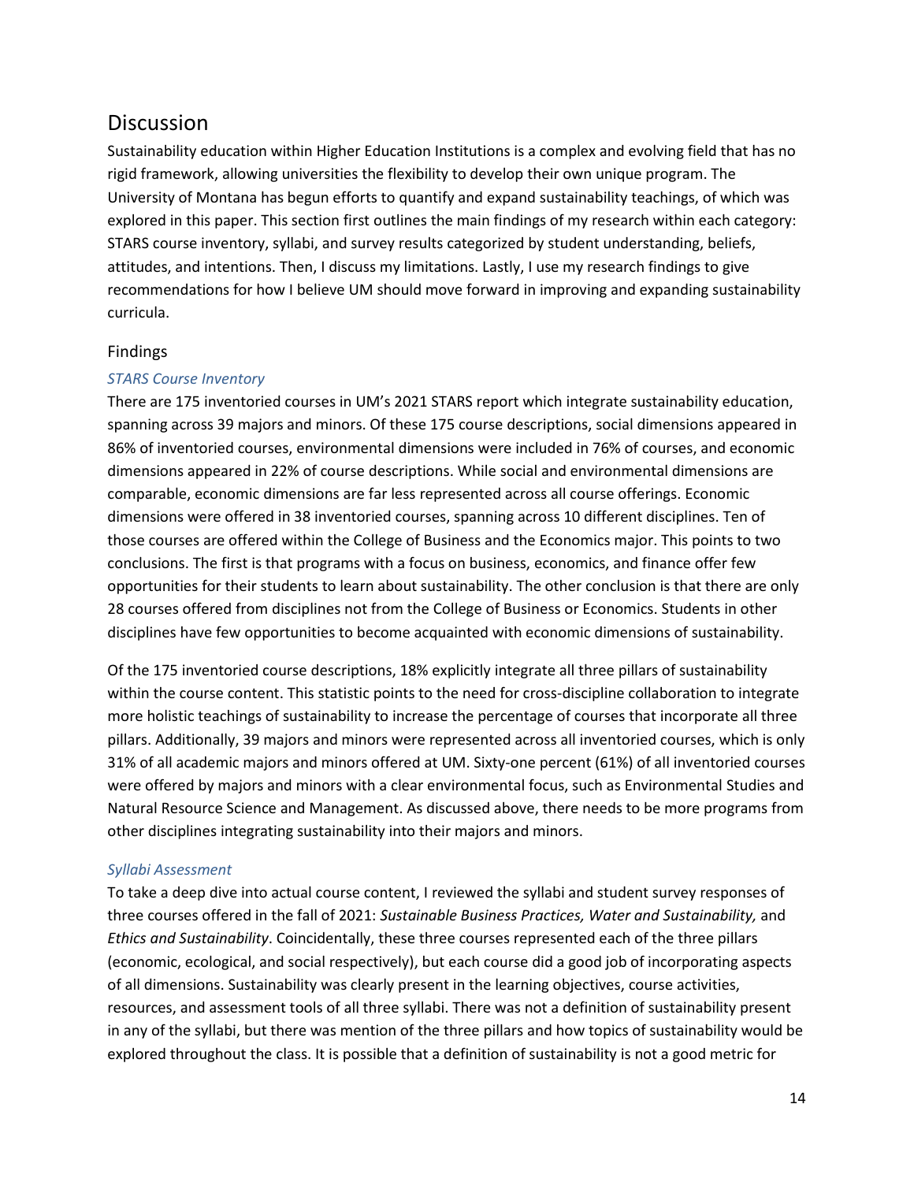# Discussion

Sustainability education within Higher Education Institutions is a complex and evolving field that has no rigid framework, allowing universities the flexibility to develop their own unique program. The University of Montana has begun efforts to quantify and expand sustainability teachings, of which was explored in this paper. This section first outlines the main findings of my research within each category: STARS course inventory, syllabi, and survey results categorized by student understanding, beliefs, attitudes, and intentions. Then, I discuss my limitations. Lastly, I use my research findings to give recommendations for how I believe UM should move forward in improving and expanding sustainability curricula.

## Findings

### *STARS Course Inventory*

There are 175 inventoried courses in UM's 2021 STARS report which integrate sustainability education, spanning across 39 majors and minors. Of these 175 course descriptions, social dimensions appeared in 86% of inventoried courses, environmental dimensions were included in 76% of courses, and economic dimensions appeared in 22% of course descriptions. While social and environmental dimensions are comparable, economic dimensions are far less represented across all course offerings. Economic dimensions were offered in 38 inventoried courses, spanning across 10 different disciplines. Ten of those courses are offered within the College of Business and the Economics major. This points to two conclusions. The first is that programs with a focus on business, economics, and finance offer few opportunities for their students to learn about sustainability. The other conclusion is that there are only 28 courses offered from disciplines not from the College of Business or Economics. Students in other disciplines have few opportunities to become acquainted with economic dimensions of sustainability.

Of the 175 inventoried course descriptions, 18% explicitly integrate all three pillars of sustainability within the course content. This statistic points to the need for cross-discipline collaboration to integrate more holistic teachings of sustainability to increase the percentage of courses that incorporate all three pillars. Additionally, 39 majors and minors were represented across all inventoried courses, which is only 31% of all academic majors and minors offered at UM. Sixty-one percent (61%) of all inventoried courses were offered by majors and minors with a clear environmental focus, such as Environmental Studies and Natural Resource Science and Management. As discussed above, there needs to be more programs from other disciplines integrating sustainability into their majors and minors.

### *Syllabi Assessment*

To take a deep dive into actual course content, I reviewed the syllabi and student survey responses of three courses offered in the fall of 2021: *Sustainable Business Practices, Water and Sustainability,* and *Ethics and Sustainability*. Coincidentally, these three courses represented each of the three pillars (economic, ecological, and social respectively), but each course did a good job of incorporating aspects of all dimensions. Sustainability was clearly present in the learning objectives, course activities, resources, and assessment tools of all three syllabi. There was not a definition of sustainability present in any of the syllabi, but there was mention of the three pillars and how topics of sustainability would be explored throughout the class. It is possible that a definition of sustainability is not a good metric for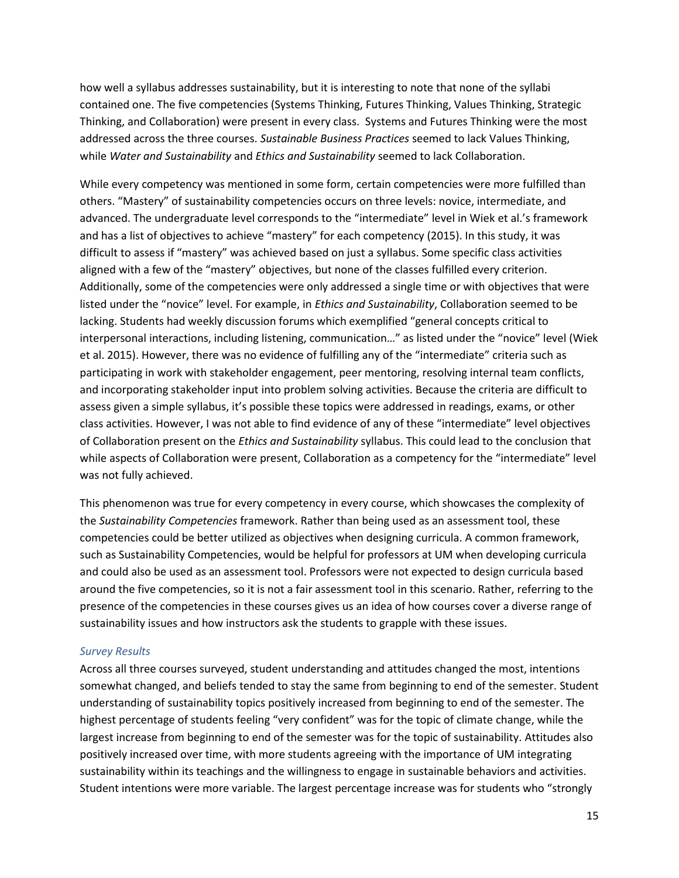how well a syllabus addresses sustainability, but it is interesting to note that none of the syllabi contained one. The five competencies (Systems Thinking, Futures Thinking, Values Thinking, Strategic Thinking, and Collaboration) were present in every class. Systems and Futures Thinking were the most addressed across the three courses. *Sustainable Business Practices* seemed to lack Values Thinking, while *Water and Sustainability* and *Ethics and Sustainability* seemed to lack Collaboration.

While every competency was mentioned in some form, certain competencies were more fulfilled than others. "Mastery" of sustainability competencies occurs on three levels: novice, intermediate, and advanced. The undergraduate level corresponds to the "intermediate" level in Wiek et al.'s framework and has a list of objectives to achieve "mastery" for each competency (2015). In this study, it was difficult to assess if "mastery" was achieved based on just a syllabus. Some specific class activities aligned with a few of the "mastery" objectives, but none of the classes fulfilled every criterion. Additionally, some of the competencies were only addressed a single time or with objectives that were listed under the "novice" level. For example, in *Ethics and Sustainability*, Collaboration seemed to be lacking. Students had weekly discussion forums which exemplified "general concepts critical to interpersonal interactions, including listening, communication…" as listed under the "novice" level (Wiek et al. 2015). However, there was no evidence of fulfilling any of the "intermediate" criteria such as participating in work with stakeholder engagement, peer mentoring, resolving internal team conflicts, and incorporating stakeholder input into problem solving activities. Because the criteria are difficult to assess given a simple syllabus, it's possible these topics were addressed in readings, exams, or other class activities. However, I was not able to find evidence of any of these "intermediate" level objectives of Collaboration present on the *Ethics and Sustainability* syllabus. This could lead to the conclusion that while aspects of Collaboration were present, Collaboration as a competency for the "intermediate" level was not fully achieved.

This phenomenon was true for every competency in every course, which showcases the complexity of the *Sustainability Competencies* framework. Rather than being used as an assessment tool, these competencies could be better utilized as objectives when designing curricula. A common framework, such as Sustainability Competencies, would be helpful for professors at UM when developing curricula and could also be used as an assessment tool. Professors were not expected to design curricula based around the five competencies, so it is not a fair assessment tool in this scenario. Rather, referring to the presence of the competencies in these courses gives us an idea of how courses cover a diverse range of sustainability issues and how instructors ask the students to grapple with these issues.

### *Survey Results*

Across all three courses surveyed, student understanding and attitudes changed the most, intentions somewhat changed, and beliefs tended to stay the same from beginning to end of the semester. Student understanding of sustainability topics positively increased from beginning to end of the semester. The highest percentage of students feeling "very confident" was for the topic of climate change, while the largest increase from beginning to end of the semester was for the topic of sustainability. Attitudes also positively increased over time, with more students agreeing with the importance of UM integrating sustainability within its teachings and the willingness to engage in sustainable behaviors and activities. Student intentions were more variable. The largest percentage increase was for students who "strongly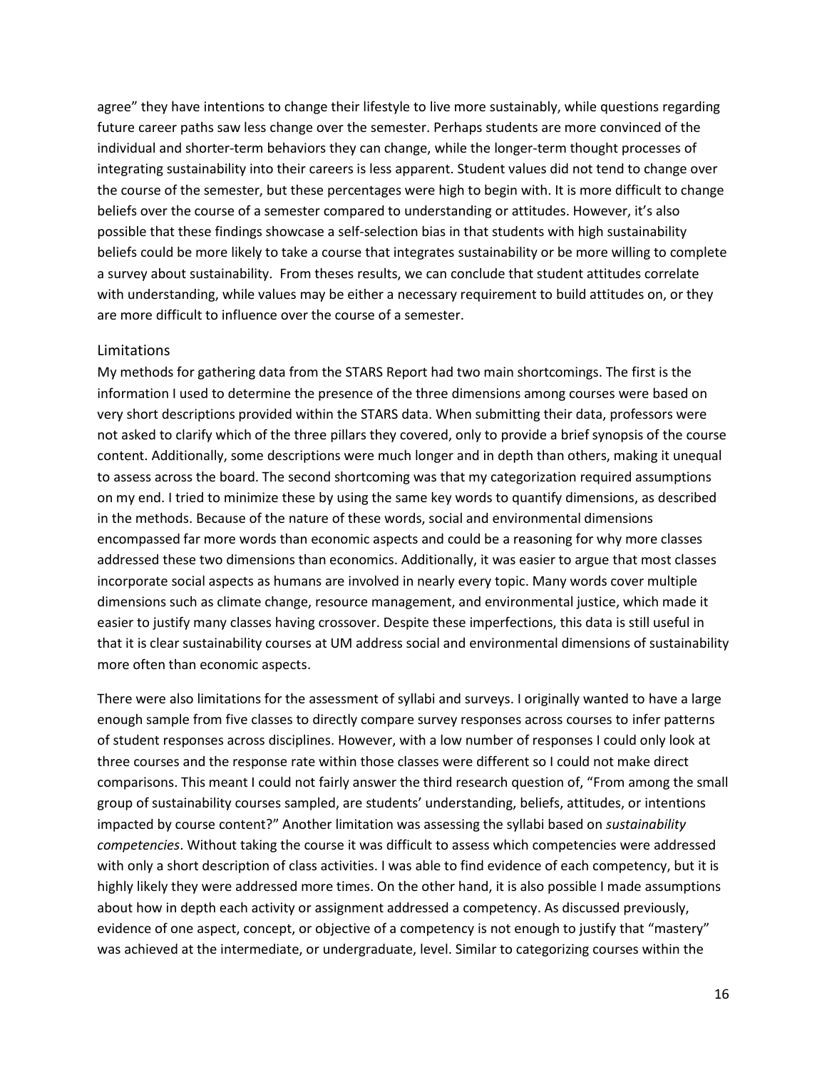agree" they have intentions to change their lifestyle to live more sustainably, while questions regarding future career paths saw less change over the semester. Perhaps students are more convinced of the individual and shorter-term behaviors they can change, while the longer-term thought processes of integrating sustainability into their careers is less apparent. Student values did not tend to change over the course of the semester, but these percentages were high to begin with. It is more difficult to change beliefs over the course of a semester compared to understanding or attitudes. However, it's also possible that these findings showcase a self-selection bias in that students with high sustainability beliefs could be more likely to take a course that integrates sustainability or be more willing to complete a survey about sustainability. From theses results, we can conclude that student attitudes correlate with understanding, while values may be either a necessary requirement to build attitudes on, or they are more difficult to influence over the course of a semester.

## Limitations

My methods for gathering data from the STARS Report had two main shortcomings. The first is the information I used to determine the presence of the three dimensions among courses were based on very short descriptions provided within the STARS data. When submitting their data, professors were not asked to clarify which of the three pillars they covered, only to provide a brief synopsis of the course content. Additionally, some descriptions were much longer and in depth than others, making it unequal to assess across the board. The second shortcoming was that my categorization required assumptions on my end. I tried to minimize these by using the same key words to quantify dimensions, as described in the methods. Because of the nature of these words, social and environmental dimensions encompassed far more words than economic aspects and could be a reasoning for why more classes addressed these two dimensions than economics. Additionally, it was easier to argue that most classes incorporate social aspects as humans are involved in nearly every topic. Many words cover multiple dimensions such as climate change, resource management, and environmental justice, which made it easier to justify many classes having crossover. Despite these imperfections, this data is still useful in that it is clear sustainability courses at UM address social and environmental dimensions of sustainability more often than economic aspects.

There were also limitations for the assessment of syllabi and surveys. I originally wanted to have a large enough sample from five classes to directly compare survey responses across courses to infer patterns of student responses across disciplines. However, with a low number of responses I could only look at three courses and the response rate within those classes were different so I could not make direct comparisons. This meant I could not fairly answer the third research question of, "From among the small group of sustainability courses sampled, are students' understanding, beliefs, attitudes, or intentions impacted by course content?" Another limitation was assessing the syllabi based on *sustainability competencies*. Without taking the course it was difficult to assess which competencies were addressed with only a short description of class activities. I was able to find evidence of each competency, but it is highly likely they were addressed more times. On the other hand, it is also possible I made assumptions about how in depth each activity or assignment addressed a competency. As discussed previously, evidence of one aspect, concept, or objective of a competency is not enough to justify that "mastery" was achieved at the intermediate, or undergraduate, level. Similar to categorizing courses within the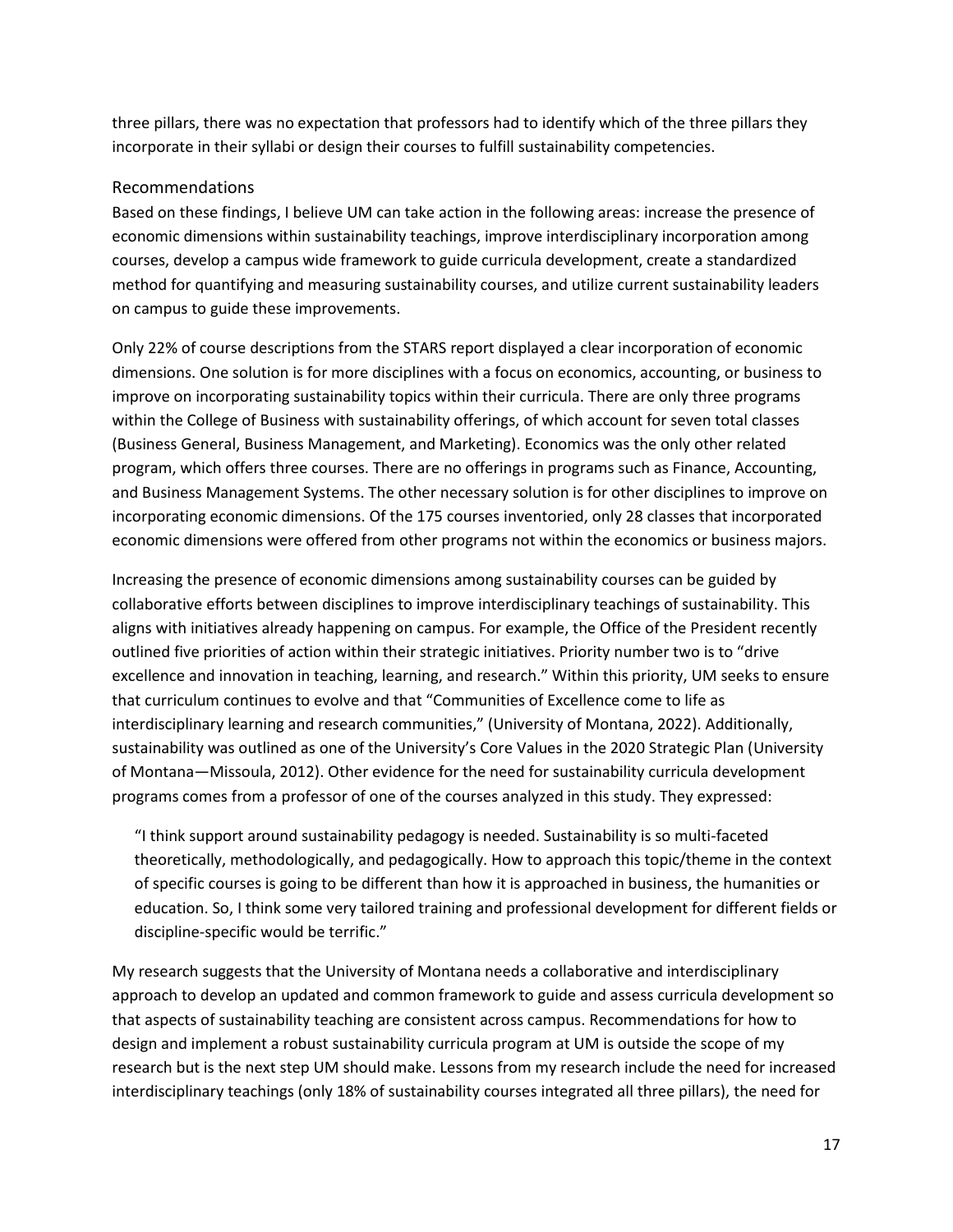three pillars, there was no expectation that professors had to identify which of the three pillars they incorporate in their syllabi or design their courses to fulfill sustainability competencies.

## Recommendations

Based on these findings, I believe UM can take action in the following areas: increase the presence of economic dimensions within sustainability teachings, improve interdisciplinary incorporation among courses, develop a campus wide framework to guide curricula development, create a standardized method for quantifying and measuring sustainability courses, and utilize current sustainability leaders on campus to guide these improvements.

Only 22% of course descriptions from the STARS report displayed a clear incorporation of economic dimensions. One solution is for more disciplines with a focus on economics, accounting, or business to improve on incorporating sustainability topics within their curricula. There are only three programs within the College of Business with sustainability offerings, of which account for seven total classes (Business General, Business Management, and Marketing). Economics was the only other related program, which offers three courses. There are no offerings in programs such as Finance, Accounting, and Business Management Systems. The other necessary solution is for other disciplines to improve on incorporating economic dimensions. Of the 175 courses inventoried, only 28 classes that incorporated economic dimensions were offered from other programs not within the economics or business majors.

Increasing the presence of economic dimensions among sustainability courses can be guided by collaborative efforts between disciplines to improve interdisciplinary teachings of sustainability. This aligns with initiatives already happening on campus. For example, the Office of the President recently outlined five priorities of action within their strategic initiatives. Priority number two is to "drive excellence and innovation in teaching, learning, and research." Within this priority, UM seeks to ensure that curriculum continues to evolve and that "Communities of Excellence come to life as interdisciplinary learning and research communities," (University of Montana, 2022). Additionally, sustainability was outlined as one of the University's Core Values in the 2020 Strategic Plan (University of Montana—Missoula, 2012). Other evidence for the need for sustainability curricula development programs comes from a professor of one of the courses analyzed in this study. They expressed:

> "I think support around sustainability pedagogy is needed. Sustainability is so multi-faceted theoretically, methodologically, and pedagogically. How to approach this topic/theme in the context of specific courses is going to be different than how it is approached in business, the humanities or education. So, I think some very tailored training and professional development for different fields or discipline-specific would be terrific."

My research suggests that the University of Montana needs a collaborative and interdisciplinary approach to develop an updated and common framework to guide and assess curricula development so that aspects of sustainability teaching are consistent across campus. Recommendations for how to design and implement a robust sustainability curricula program at UM is outside the scope of my research but is the next step UM should make. Lessons from my research include the need for increased interdisciplinary teachings (only 18% of sustainability courses integrated all three pillars), the need for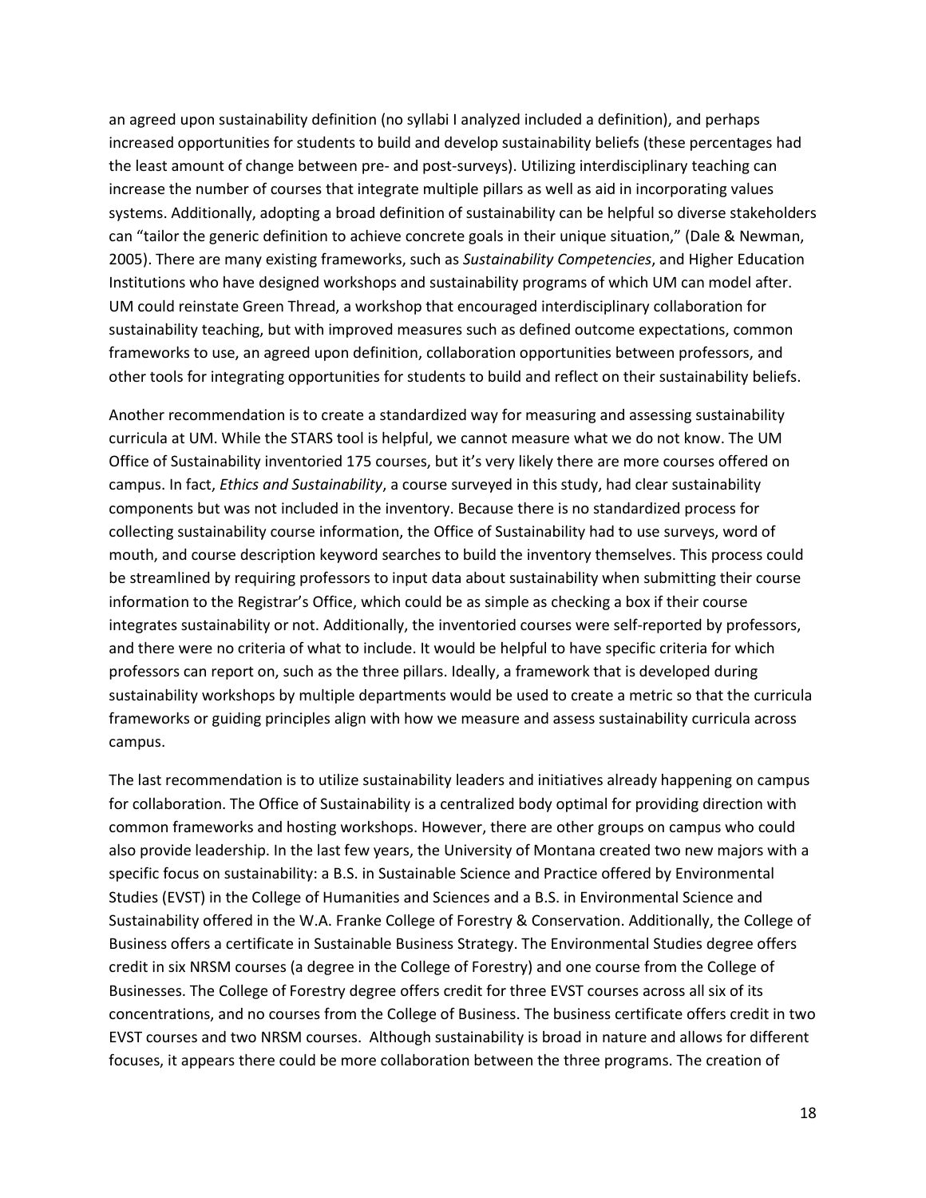an agreed upon sustainability definition (no syllabi I analyzed included a definition), and perhaps increased opportunities for students to build and develop sustainability beliefs (these percentages had the least amount of change between pre- and post-surveys). Utilizing interdisciplinary teaching can increase the number of courses that integrate multiple pillars as well as aid in incorporating values systems. Additionally, adopting a broad definition of sustainability can be helpful so diverse stakeholders can "tailor the generic definition to achieve concrete goals in their unique situation," (Dale & Newman, 2005). There are many existing frameworks, such as *Sustainability Competencies*, and Higher Education Institutions who have designed workshops and sustainability programs of which UM can model after. UM could reinstate Green Thread, a workshop that encouraged interdisciplinary collaboration for sustainability teaching, but with improved measures such as defined outcome expectations, common frameworks to use, an agreed upon definition, collaboration opportunities between professors, and other tools for integrating opportunities for students to build and reflect on their sustainability beliefs.

Another recommendation is to create a standardized way for measuring and assessing sustainability curricula at UM. While the STARS tool is helpful, we cannot measure what we do not know. The UM Office of Sustainability inventoried 175 courses, but it's very likely there are more courses offered on campus. In fact, *Ethics and Sustainability*, a course surveyed in this study, had clear sustainability components but was not included in the inventory. Because there is no standardized process for collecting sustainability course information, the Office of Sustainability had to use surveys, word of mouth, and course description keyword searches to build the inventory themselves. This process could be streamlined by requiring professors to input data about sustainability when submitting their course information to the Registrar's Office, which could be as simple as checking a box if their course integrates sustainability or not. Additionally, the inventoried courses were self-reported by professors, and there were no criteria of what to include. It would be helpful to have specific criteria for which professors can report on, such as the three pillars. Ideally, a framework that is developed during sustainability workshops by multiple departments would be used to create a metric so that the curricula frameworks or guiding principles align with how we measure and assess sustainability curricula across campus.

The last recommendation is to utilize sustainability leaders and initiatives already happening on campus for collaboration. The Office of Sustainability is a centralized body optimal for providing direction with common frameworks and hosting workshops. However, there are other groups on campus who could also provide leadership. In the last few years, the University of Montana created two new majors with a specific focus on sustainability: a B.S. in Sustainable Science and Practice offered by Environmental Studies (EVST) in the College of Humanities and Sciences and a B.S. in Environmental Science and Sustainability offered in the W.A. Franke College of Forestry & Conservation. Additionally, the College of Business offers a certificate in Sustainable Business Strategy. The Environmental Studies degree offers credit in six NRSM courses (a degree in the College of Forestry) and one course from the College of Businesses. The College of Forestry degree offers credit for three EVST courses across all six of its concentrations, and no courses from the College of Business. The business certificate offers credit in two EVST courses and two NRSM courses. Although sustainability is broad in nature and allows for different focuses, it appears there could be more collaboration between the three programs. The creation of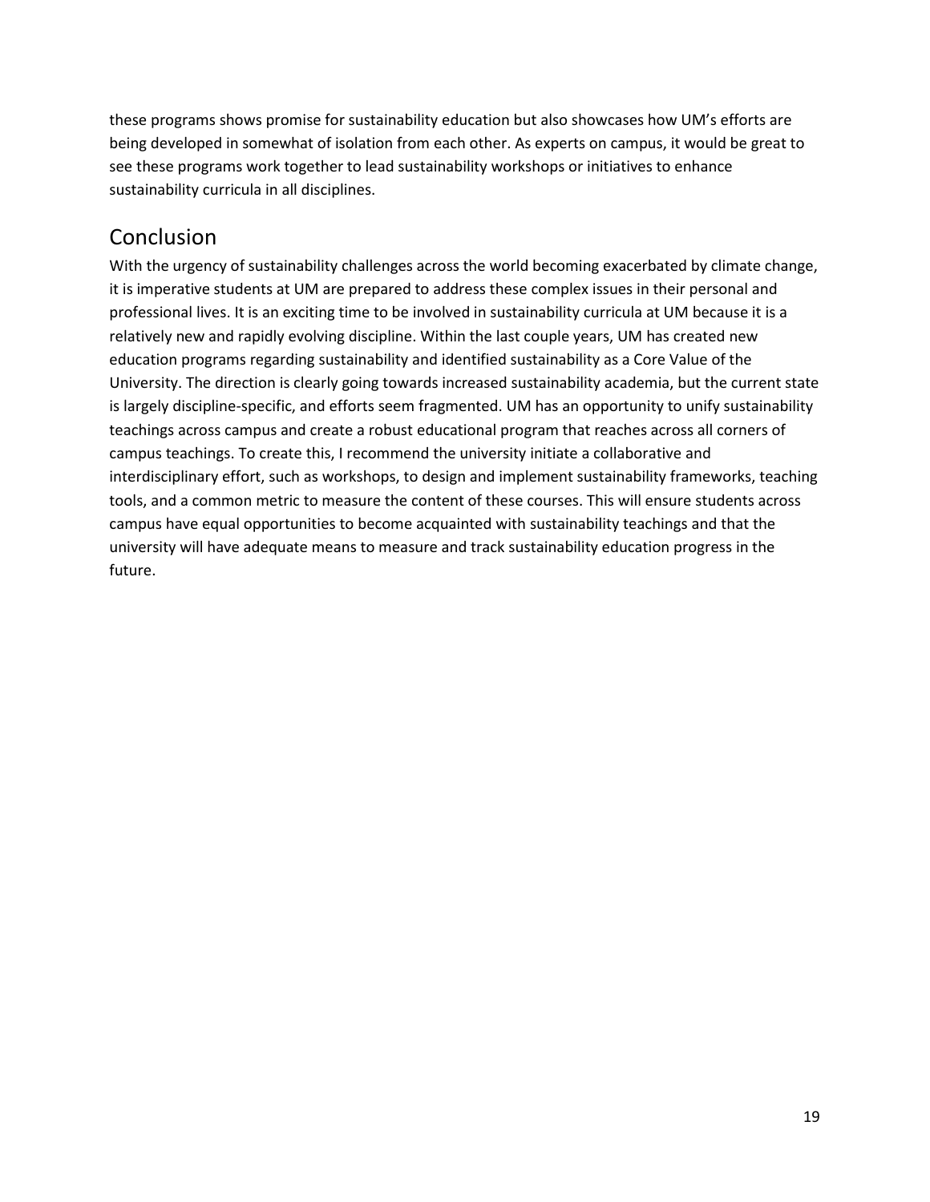these programs shows promise for sustainability education but also showcases how UM's efforts are being developed in somewhat of isolation from each other. As experts on campus, it would be great to see these programs work together to lead sustainability workshops or initiatives to enhance sustainability curricula in all disciplines.

## Conclusion

With the urgency of sustainability challenges across the world becoming exacerbated by climate change, it is imperative students at UM are prepared to address these complex issues in their personal and professional lives. It is an exciting time to be involved in sustainability curricula at UM because it is a relatively new and rapidly evolving discipline. Within the last couple years, UM has created new education programs regarding sustainability and identified sustainability as a Core Value of the University. The direction is clearly going towards increased sustainability academia, but the current state is largely discipline-specific, and efforts seem fragmented. UM has an opportunity to unify sustainability teachings across campus and create a robust educational program that reaches across all corners of campus teachings. To create this, I recommend the university initiate a collaborative and interdisciplinary effort, such as workshops, to design and implement sustainability frameworks, teaching tools, and a common metric to measure the content of these courses. This will ensure students across campus have equal opportunities to become acquainted with sustainability teachings and that the university will have adequate means to measure and track sustainability education progress in the future.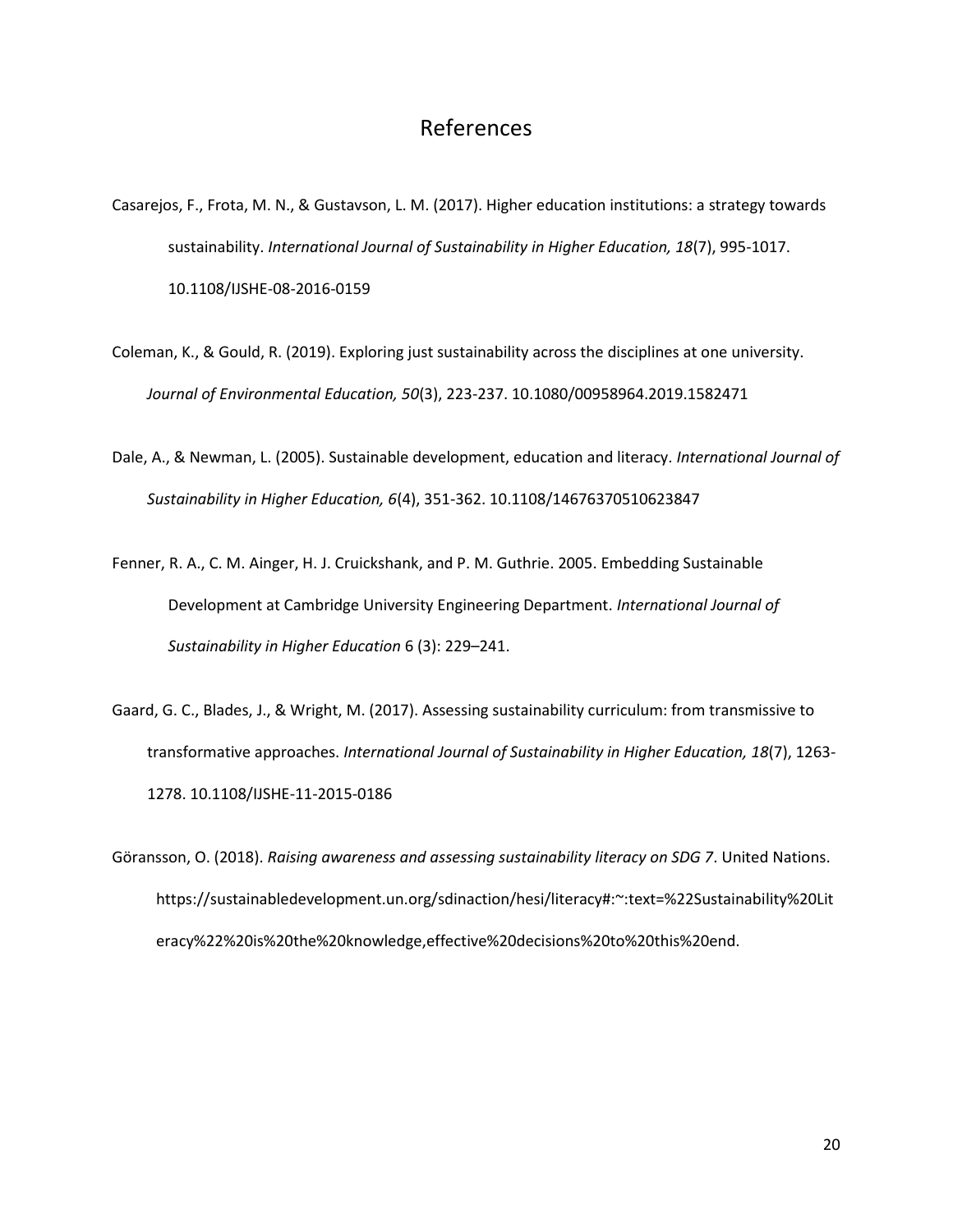# References

Casarejos, F., Frota, M. N., & Gustavson, L. M. (2017). Higher education institutions: a strategy towards sustainability. *International Journal of Sustainability in Higher Education, 18*(7), 995-1017. 10.1108/IJSHE-08-2016-0159

Coleman, K., & Gould, R. (2019). Exploring just sustainability across the disciplines at one university. *Journal of Environmental Education, 50*(3), 223-237. 10.1080/00958964.2019.1582471

Dale, A., & Newman, L. (2005). Sustainable development, education and literacy. *International Journal of Sustainability in Higher Education, 6*(4), 351-362. 10.1108/14676370510623847

Fenner, R. A., C. M. Ainger, H. J. Cruickshank, and P. M. Guthrie. 2005. Embedding Sustainable Development at Cambridge University Engineering Department. *International Journal of Sustainability in Higher Education* 6 (3): 229–241.

Gaard, G. C., Blades, J., & Wright, M. (2017). Assessing sustainability curriculum: from transmissive to transformative approaches. *International Journal of Sustainability in Higher Education, 18*(7), 1263-1278. 10.1108/IJSHE-11-2015-0186

Göransson, O. (2018). *Raising awareness and assessing sustainability literacy on SDG 7*. United Nations. https://sustainabledevelopment.un.org/sdinaction/hesi/literacy#:~:text=%22Sustainability%20Literacy%22%20is%20the%20knowledge,effective%20decisions%20to%20this%20end.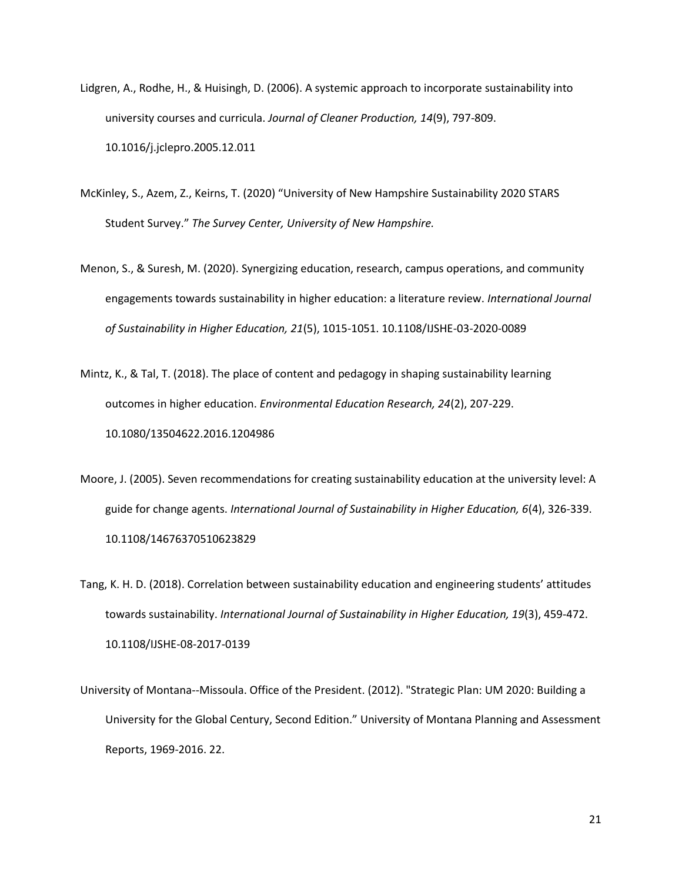Lidgren, A., Rodhe, H., & Huisingh, D. (2006). A systemic approach to incorporate sustainability into university courses and curricula. *Journal of Cleaner Production, 14*(9), 797-809. 10.1016/j.jclepro.2005.12.011

McKinley, S., Azem, Z., Keirns, T. (2020) "University of New Hampshire Sustainability 2020 STARS Student Survey." *The Survey Center, University of New Hampshire.*

Menon, S., & Suresh, M. (2020). Synergizing education, research, campus operations, and community engagements towards sustainability in higher education: a literature review. *International Journal of Sustainability in Higher Education, 21*(5), 1015-1051. 10.1108/IJSHE-03-2020-0089

Mintz, K., & Tal, T. (2018). The place of content and pedagogy in shaping sustainability learning outcomes in higher education. *Environmental Education Research, 24*(2), 207-229. 10.1080/13504622.2016.1204986

Moore, J. (2005). Seven recommendations for creating sustainability education at the university level: A guide for change agents. *International Journal of Sustainability in Higher Education, 6*(4), 326-339. 10.1108/14676370510623829

Tang, K. H. D. (2018). Correlation between sustainability education and engineering students' attitudes towards sustainability. *International Journal of Sustainability in Higher Education, 19*(3), 459-472. 10.1108/IJSHE-08-2017-0139

University of Montana--Missoula. Office of the President. (2012). "Strategic Plan: UM 2020: Building a University for the Global Century, Second Edition." University of Montana Planning and Assessment Reports, 1969-2016. 22.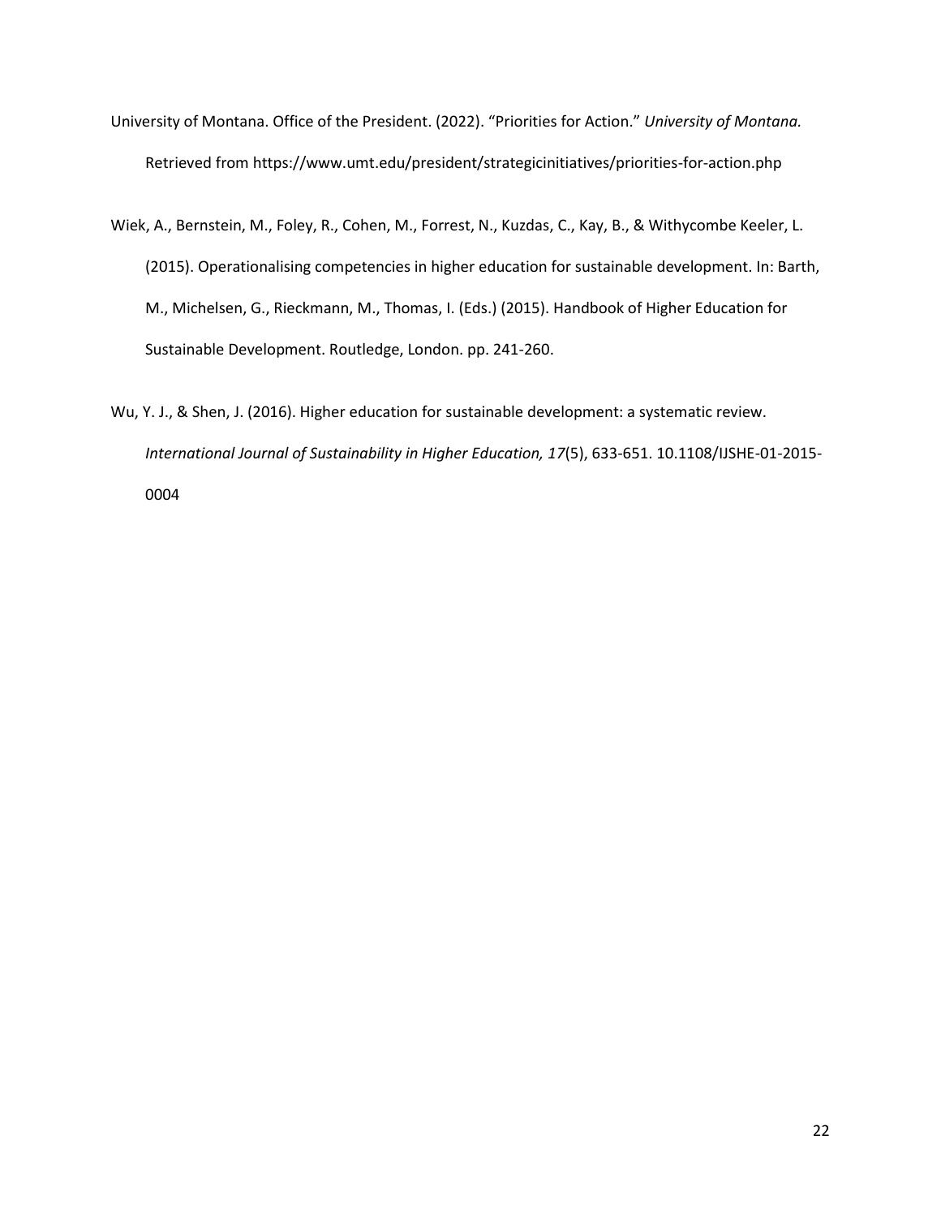University of Montana. Office of the President. (2022). “Priorities for Action.” *University of Montana.* Retrieved from https://www.umt.edu/president/strategicinitiatives/priorities-for-action.php

Wiek, A., Bernstein, M., Foley, R., Cohen, M., Forrest, N., Kuzdas, C., Kay, B., & Withycombe Keeler, L. (2015). Operationalising competencies in higher education for sustainable development. In: Barth, M., Michelsen, G., Rieckmann, M., Thomas, I. (Eds.) (2015). Handbook of Higher Education for Sustainable Development. Routledge, London. pp. 241-260.

Wu, Y. J., & Shen, J. (2016). Higher education for sustainable development: a systematic review. *International Journal of Sustainability in Higher Education, 17*(5), 633-651. 10.1108/IJSHE-01-2015-0004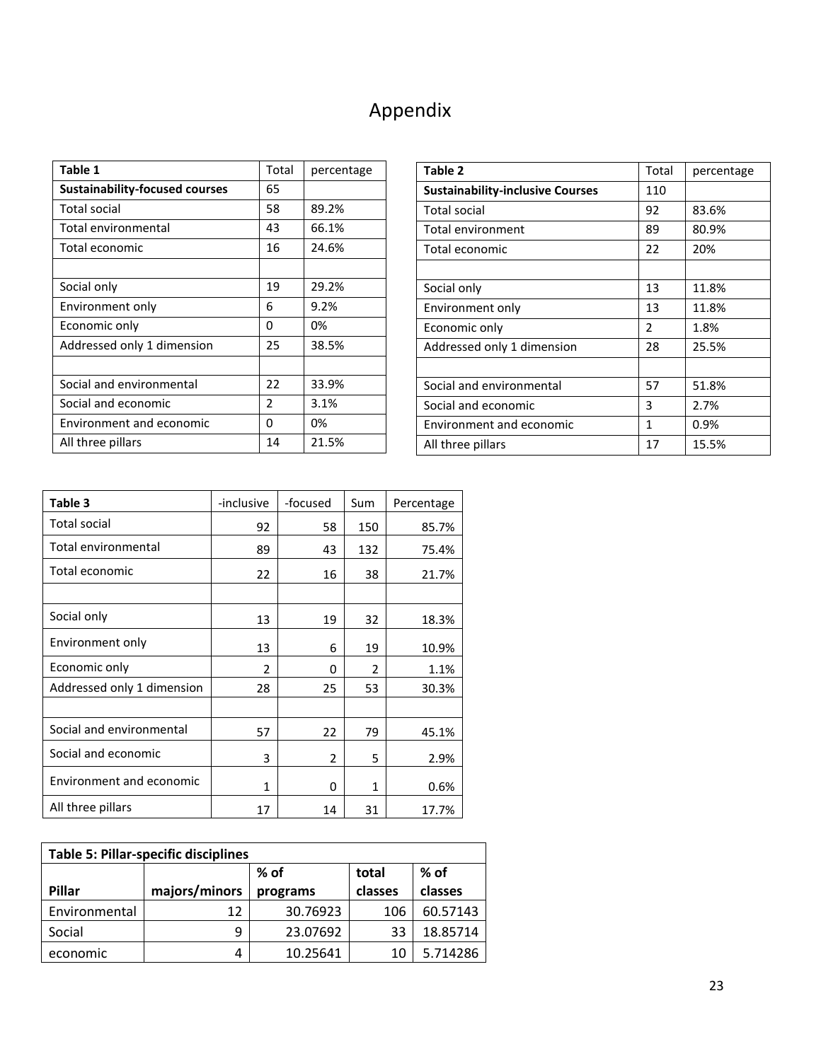# Appendix

| Table 1 | Total | percentage |
|---|---|---|
| **Sustainability-focused courses** | 65 | |
| Total social | 58 | 89.2% |
| Total environmental | 43 | 66.1% |
| Total economic | 16 | 24.6% |
| | | |
| Social only | 19 | 29.2% |
| Environment only | 6 | 9.2% |
| Economic only | 0 | 0% |
| Addressed only 1 dimension | 25 | 38.5% |
| | | |
| Social and environmental | 22 | 33.9% |
| Social and economic | 2 | 3.1% |
| Environment and economic | 0 | 0% |
| All three pillars | 14 | 21.5% |

| Table 2 | Total | percentage |
|---|---|---|
| **Sustainability-inclusive Courses** | 110 | |
| Total social | 92 | 83.6% |
| Total environment | 89 | 80.9% |
| Total economic | 22 | 20% |
| | | |
| Social only | 13 | 11.8% |
| Environment only | 13 | 11.8% |
| Economic only | 2 | 1.8% |
| Addressed only 1 dimension | 28 | 25.5% |
| | | |
| Social and environmental | 57 | 51.8% |
| Social and economic | 3 | 2.7% |
| Environment and economic | 1 | 0.9% |
| All three pillars | 17 | 15.5% |

| Table 3 | -inclusive | -focused | Sum | Percentage |
|---|---|---|---|---|
| Total social | 92 | 58 | 150 | 85.7% |
| Total environmental | 89 | 43 | 132 | 75.4% |
| Total economic | 22 | 16 | 38 | 21.7% |
| | | | | |
| Social only | 13 | 19 | 32 | 18.3% |
| Environment only | 13 | 6 | 19 | 10.9% |
| Economic only | 2 | 0 | 2 | 1.1% |
| Addressed only 1 dimension | 28 | 25 | 53 | 30.3% |
| | | | | |
| Social and environmental | 57 | 22 | 79 | 45.1% |
| Social and economic | 3 | 2 | 5 | 2.9% |
| Environment and economic | 1 | 0 | 1 | 0.6% |
| All three pillars | 17 | 14 | 31 | 17.7% |

| **Table 5: Pillar-specific disciplines** | | | | |
|---|---|---|---|---|
| **Pillar** | **majors/minors** | **% of programs** | **total classes** | **% of classes** |
| Environmental | 12 | 30.76923 | 106 | 60.57143 |
| Social | 9 | 23.07692 | 33 | 18.85714 |
| economic | 4 | 10.25641 | 10 | 5.714286 |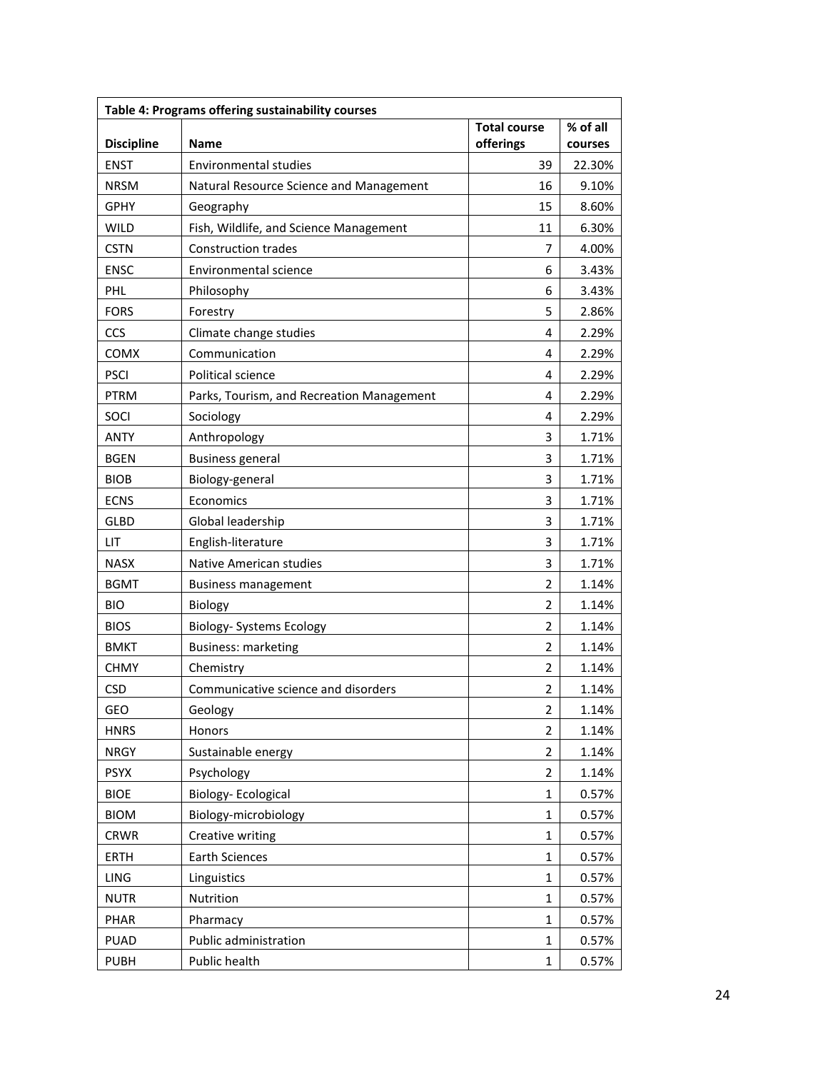| Table 4: Programs offering sustainability courses | | | |
|---|---|---|---|
| **Discipline** | **Name** | **Total course offerings** | **% of all courses** |
| ENST | Environmental studies | 39 | 22.30% |
| NRSM | Natural Resource Science and Management | 16 | 9.10% |
| GPHY | Geography | 15 | 8.60% |
| WILD | Fish, Wildlife, and Science Management | 11 | 6.30% |
| CSTN | Construction trades | 7 | 4.00% |
| ENSC | Environmental science | 6 | 3.43% |
| PHL | Philosophy | 6 | 3.43% |
| FORS | Forestry | 5 | 2.86% |
| CCS | Climate change studies | 4 | 2.29% |
| COMX | Communication | 4 | 2.29% |
| PSCI | Political science | 4 | 2.29% |
| PTRM | Parks, Tourism, and Recreation Management | 4 | 2.29% |
| SOCI | Sociology | 4 | 2.29% |
| ANTY | Anthropology | 3 | 1.71% |
| BGEN | Business general | 3 | 1.71% |
| BIOB | Biology-general | 3 | 1.71% |
| ECNS | Economics | 3 | 1.71% |
| GLBD | Global leadership | 3 | 1.71% |
| LIT | English-literature | 3 | 1.71% |
| NASX | Native American studies | 3 | 1.71% |
| BGMT | Business management | 2 | 1.14% |
| BIO | Biology | 2 | 1.14% |
| BIOS | Biology- Systems Ecology | 2 | 1.14% |
| BMKT | Business: marketing | 2 | 1.14% |
| CHMY | Chemistry | 2 | 1.14% |
| CSD | Communicative science and disorders | 2 | 1.14% |
| GEO | Geology | 2 | 1.14% |
| HNRS | Honors | 2 | 1.14% |
| NRGY | Sustainable energy | 2 | 1.14% |
| PSYX | Psychology | 2 | 1.14% |
| BIOE | Biology- Ecological | 1 | 0.57% |
| BIOM | Biology-microbiology | 1 | 0.57% |
| CRWR | Creative writing | 1 | 0.57% |
| ERTH | Earth Sciences | 1 | 0.57% |
| LING | Linguistics | 1 | 0.57% |
| NUTR | Nutrition | 1 | 0.57% |
| PHAR | Pharmacy | 1 | 0.57% |
| PUAD | Public administration | 1 | 0.57% |
| PUBH | Public health | 1 | 0.57% |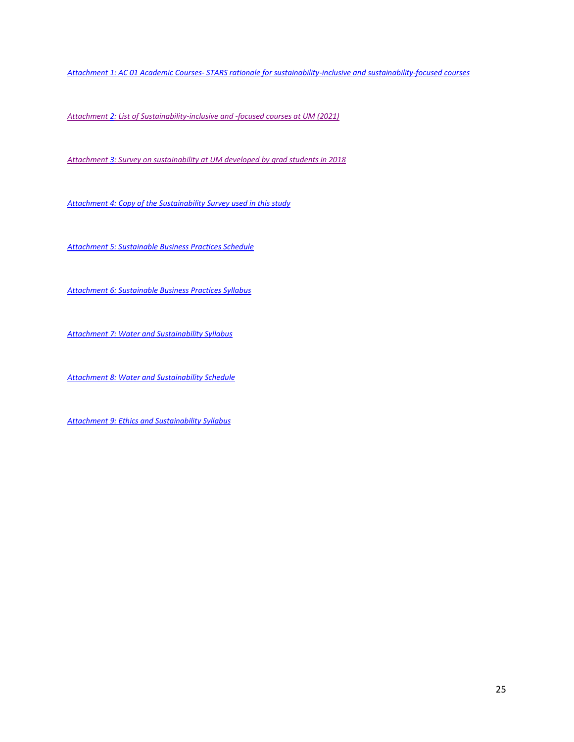*Attachment 1: AC 01 Academic Courses- STARS rationale for sustainability-inclusive and sustainability-focused courses*

*Attachment 2: List of Sustainability-inclusive and -focused courses at UM (2021)*

*Attachment 3: Survey on sustainability at UM developed by grad students in 2018*

*Attachment 4: Copy of the Sustainability Survey used in this study*

*Attachment 5: Sustainable Business Practices Schedule*

*Attachment 6: Sustainable Business Practices Syllabus*

*Attachment 7: Water and Sustainability Syllabus*

*Attachment 8: Water and Sustainability Schedule*

*Attachment 9: Ethics and Sustainability Syllabus*